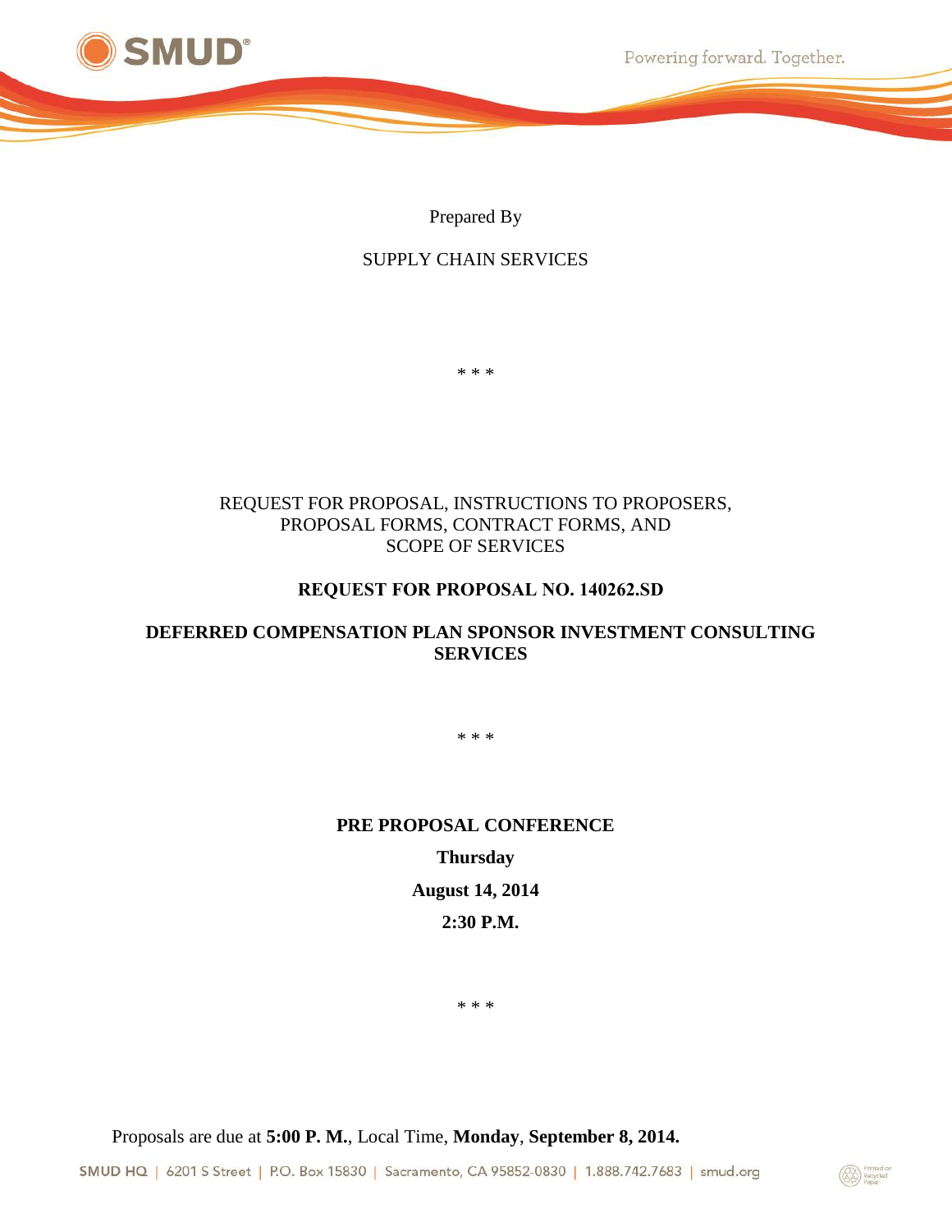Prepared By

SUPPLY CHAIN SERVICES

\* \* \*

REQUEST FOR PROPOSAL, INSTRUCTIONS TO PROPOSERS, PROPOSAL FORMS, CONTRACT FORMS, AND SCOPE OF SERVICES

# REQUEST FOR PROPOSAL NO. 140262.SD

# DEFERRED COMPENSATION PLAN SPONSOR INVESTMENT CONSULTING SERVICES

\* \* \*

**PRE PROPOSAL CONFERENCE**

**Thursday**

**August 14, 2014**

**2:30 P.M.**

\* \* \*

Proposals are due at **5:00 P. M.**, Local Time, **Monday**, **September 8, 2014.**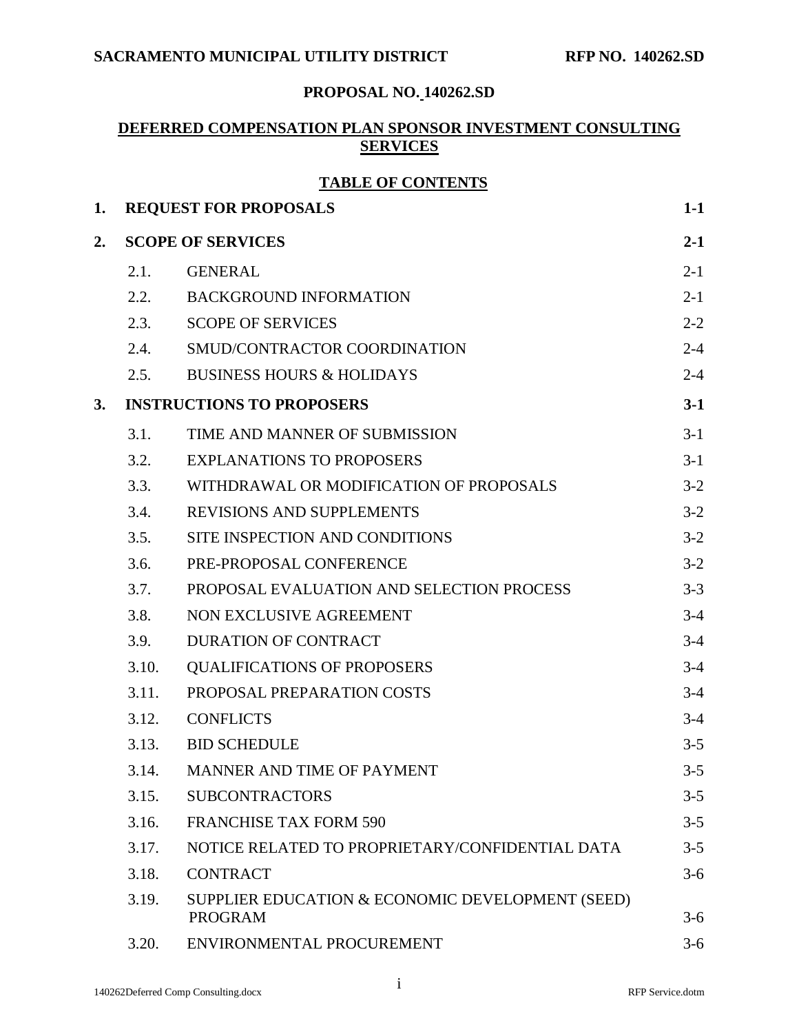**PROPOSAL NO. 140262.SD**

**DEFERRED COMPENSATION PLAN SPONSOR INVESTMENT CONSULTING SERVICES**

**TABLE OF CONTENTS**

| | | | |
|---|---|---|---|
| **1.** | **REQUEST FOR PROPOSALS** | | **1-1** |
| **2.** | **SCOPE OF SERVICES** | | **2-1** |
| | 2.1. | GENERAL | 2-1 |
| | 2.2. | BACKGROUND INFORMATION | 2-1 |
| | 2.3. | SCOPE OF SERVICES | 2-2 |
| | 2.4. | SMUD/CONTRACTOR COORDINATION | 2-4 |
| | 2.5. | BUSINESS HOURS & HOLIDAYS | 2-4 |
| **3.** | **INSTRUCTIONS TO PROPOSERS** | | **3-1** |
| | 3.1. | TIME AND MANNER OF SUBMISSION | 3-1 |
| | 3.2. | EXPLANATIONS TO PROPOSERS | 3-1 |
| | 3.3. | WITHDRAWAL OR MODIFICATION OF PROPOSALS | 3-2 |
| | 3.4. | REVISIONS AND SUPPLEMENTS | 3-2 |
| | 3.5. | SITE INSPECTION AND CONDITIONS | 3-2 |
| | 3.6. | PRE-PROPOSAL CONFERENCE | 3-2 |
| | 3.7. | PROPOSAL EVALUATION AND SELECTION PROCESS | 3-3 |
| | 3.8. | NON EXCLUSIVE AGREEMENT | 3-4 |
| | 3.9. | DURATION OF CONTRACT | 3-4 |
| | 3.10. | QUALIFICATIONS OF PROPOSERS | 3-4 |
| | 3.11. | PROPOSAL PREPARATION COSTS | 3-4 |
| | 3.12. | CONFLICTS | 3-4 |
| | 3.13. | BID SCHEDULE | 3-5 |
| | 3.14. | MANNER AND TIME OF PAYMENT | 3-5 |
| | 3.15. | SUBCONTRACTORS | 3-5 |
| | 3.16. | FRANCHISE TAX FORM 590 | 3-5 |
| | 3.17. | NOTICE RELATED TO PROPRIETARY/CONFIDENTIAL DATA | 3-5 |
| | 3.18. | CONTRACT | 3-6 |
| | 3.19. | SUPPLIER EDUCATION & ECONOMIC DEVELOPMENT (SEED) PROGRAM | 3-6 |
| | 3.20. | ENVIRONMENTAL PROCUREMENT | 3-6 |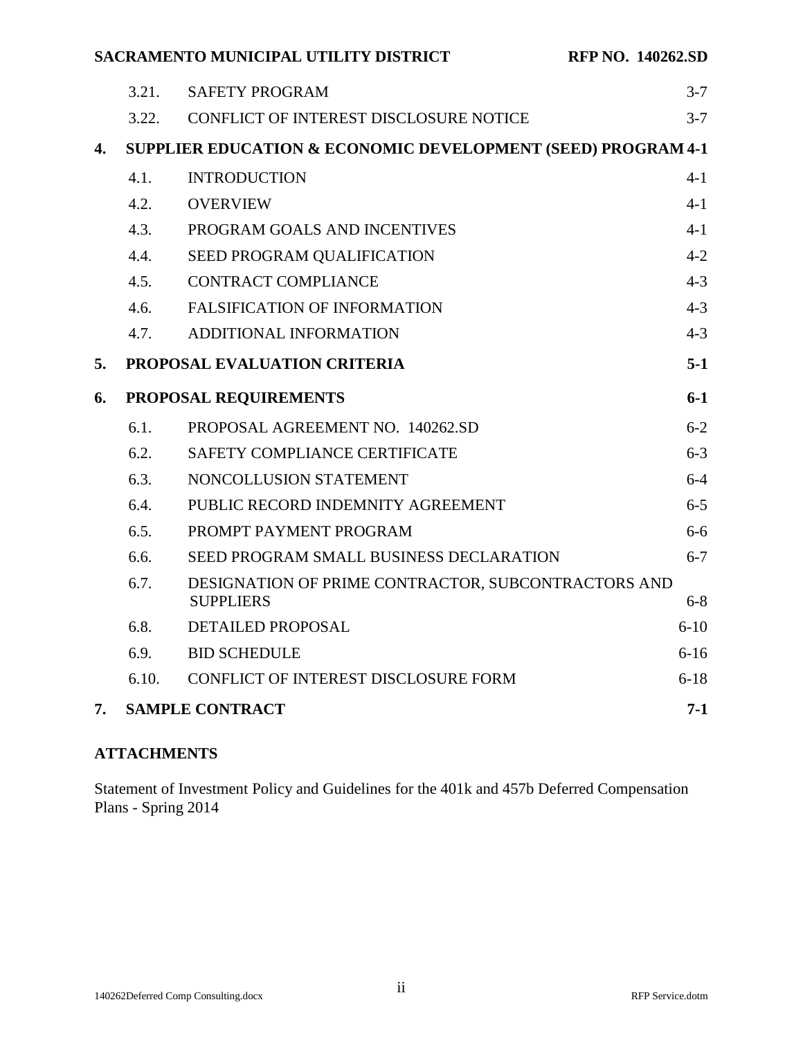| | | |
|---|---|---|
| 3.21. | SAFETY PROGRAM | 3-7 |
| 3.22. | CONFLICT OF INTEREST DISCLOSURE NOTICE | 3-7 |
| **4.** | **SUPPLIER EDUCATION & ECONOMIC DEVELOPMENT (SEED) PROGRAM** | **4-1** |
| 4.1. | INTRODUCTION | 4-1 |
| 4.2. | OVERVIEW | 4-1 |
| 4.3. | PROGRAM GOALS AND INCENTIVES | 4-1 |
| 4.4. | SEED PROGRAM QUALIFICATION | 4-2 |
| 4.5. | CONTRACT COMPLIANCE | 4-3 |
| 4.6. | FALSIFICATION OF INFORMATION | 4-3 |
| 4.7. | ADDITIONAL INFORMATION | 4-3 |
| **5.** | **PROPOSAL EVALUATION CRITERIA** | **5-1** |
| **6.** | **PROPOSAL REQUIREMENTS** | **6-1** |
| 6.1. | PROPOSAL AGREEMENT NO. 140262.SD | 6-2 |
| 6.2. | SAFETY COMPLIANCE CERTIFICATE | 6-3 |
| 6.3. | NONCOLLUSION STATEMENT | 6-4 |
| 6.4. | PUBLIC RECORD INDEMNITY AGREEMENT | 6-5 |
| 6.5. | PROMPT PAYMENT PROGRAM | 6-6 |
| 6.6. | SEED PROGRAM SMALL BUSINESS DECLARATION | 6-7 |
| 6.7. | DESIGNATION OF PRIME CONTRACTOR, SUBCONTRACTORS AND SUPPLIERS | 6-8 |
| 6.8. | DETAILED PROPOSAL | 6-10 |
| 6.9. | BID SCHEDULE | 6-16 |
| 6.10. | CONFLICT OF INTEREST DISCLOSURE FORM | 6-18 |
| **7.** | **SAMPLE CONTRACT** | **7-1** |

**ATTACHMENTS**

Statement of Investment Policy and Guidelines for the 401k and 457b Deferred Compensation Plans - Spring 2014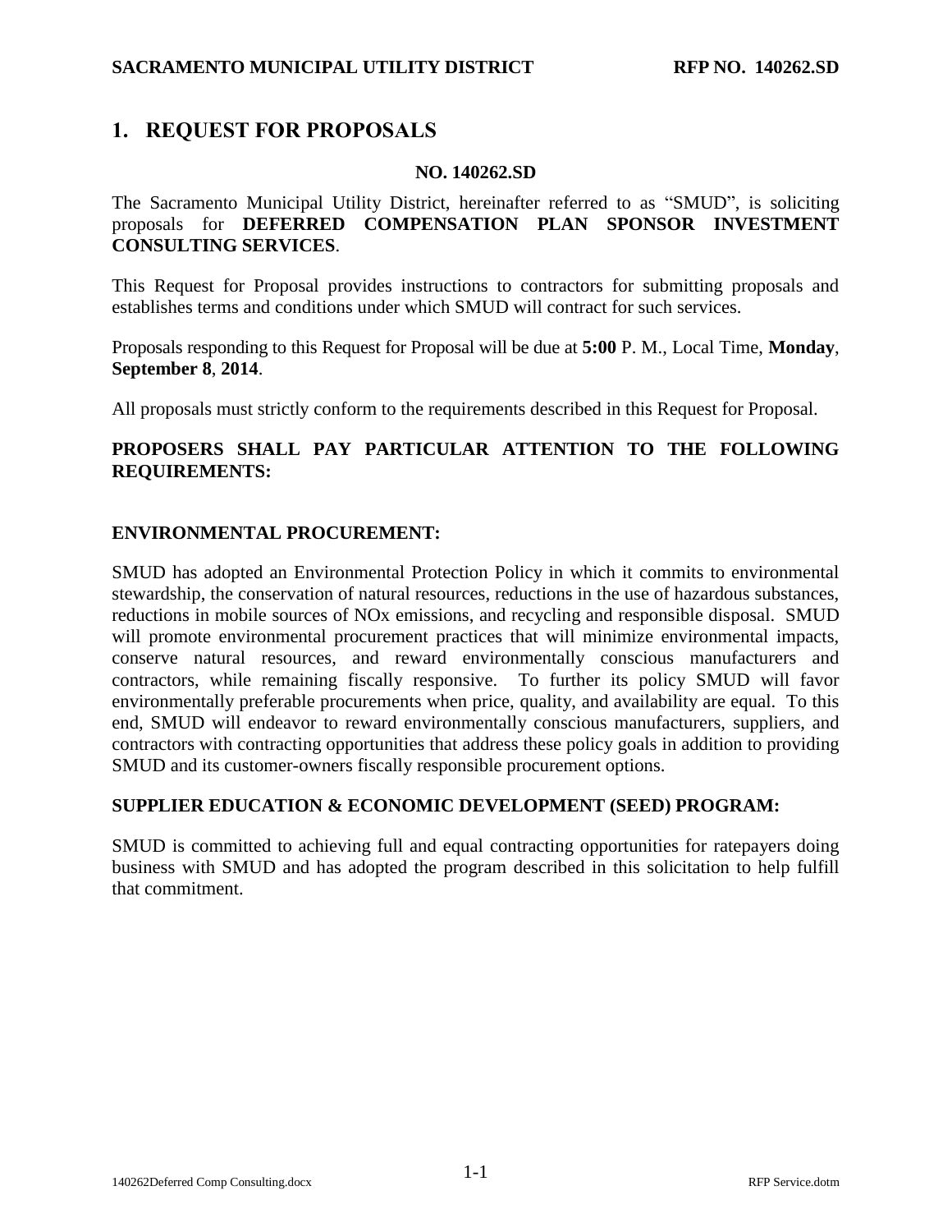# 1. REQUEST FOR PROPOSALS

**NO. 140262.SD**

The Sacramento Municipal Utility District, hereinafter referred to as "SMUD", is soliciting proposals for **DEFERRED COMPENSATION PLAN SPONSOR INVESTMENT CONSULTING SERVICES**.

This Request for Proposal provides instructions to contractors for submitting proposals and establishes terms and conditions under which SMUD will contract for such services.

Proposals responding to this Request for Proposal will be due at **5:00** P. M., Local Time, **Monday**, **September 8**, **2014**.

All proposals must strictly conform to the requirements described in this Request for Proposal.

**PROPOSERS SHALL PAY PARTICULAR ATTENTION TO THE FOLLOWING REQUIREMENTS:**

**ENVIRONMENTAL PROCUREMENT:**

SMUD has adopted an Environmental Protection Policy in which it commits to environmental stewardship, the conservation of natural resources, reductions in the use of hazardous substances, reductions in mobile sources of NOx emissions, and recycling and responsible disposal. SMUD will promote environmental procurement practices that will minimize environmental impacts, conserve natural resources, and reward environmentally conscious manufacturers and contractors, while remaining fiscally responsive. To further its policy SMUD will favor environmentally preferable procurements when price, quality, and availability are equal. To this end, SMUD will endeavor to reward environmentally conscious manufacturers, suppliers, and contractors with contracting opportunities that address these policy goals in addition to providing SMUD and its customer-owners fiscally responsible procurement options.

**SUPPLIER EDUCATION & ECONOMIC DEVELOPMENT (SEED) PROGRAM:**

SMUD is committed to achieving full and equal contracting opportunities for ratepayers doing business with SMUD and has adopted the program described in this solicitation to help fulfill that commitment.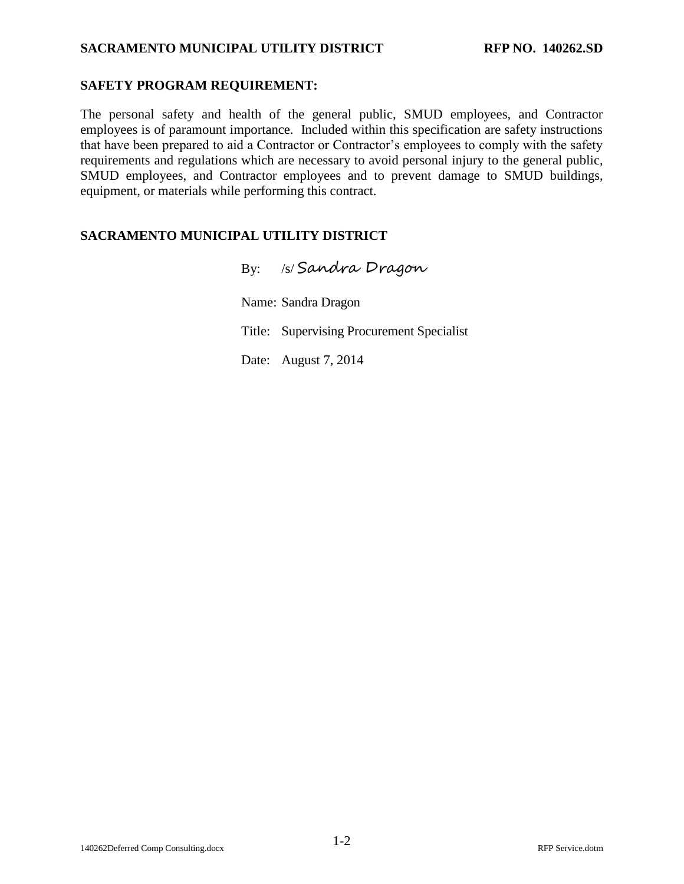## SAFETY PROGRAM REQUIREMENT:

The personal safety and health of the general public, SMUD employees, and Contractor employees is of paramount importance. Included within this specification are safety instructions that have been prepared to aid a Contractor or Contractor's employees to comply with the safety requirements and regulations which are necessary to avoid personal injury to the general public, SMUD employees, and Contractor employees and to prevent damage to SMUD buildings, equipment, or materials while performing this contract.

**SACRAMENTO MUNICIPAL UTILITY DISTRICT**

By: /s/ Sandra Dragon

Name: Sandra Dragon

Title: Supervising Procurement Specialist

Date: August 7, 2014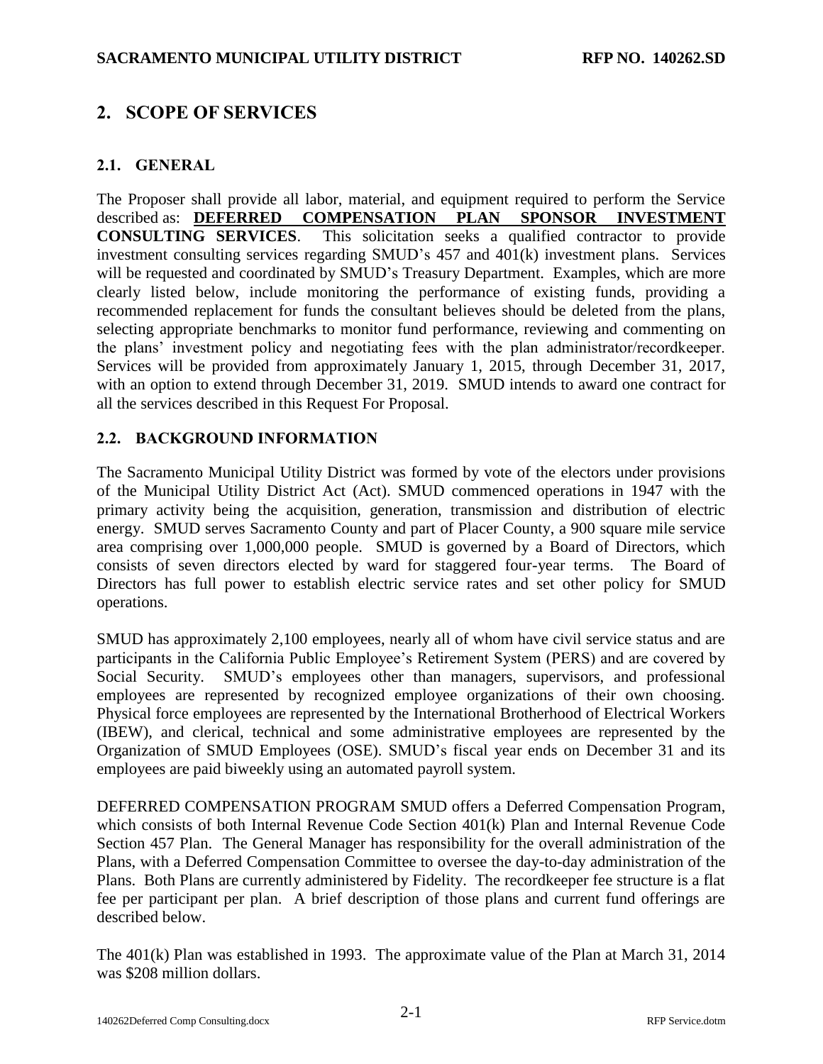## 2. SCOPE OF SERVICES

### 2.1. GENERAL

The Proposer shall provide all labor, material, and equipment required to perform the Service described as: **DEFERRED COMPENSATION PLAN SPONSOR INVESTMENT CONSULTING SERVICES**. This solicitation seeks a qualified contractor to provide investment consulting services regarding SMUD's 457 and 401(k) investment plans. Services will be requested and coordinated by SMUD's Treasury Department. Examples, which are more clearly listed below, include monitoring the performance of existing funds, providing a recommended replacement for funds the consultant believes should be deleted from the plans, selecting appropriate benchmarks to monitor fund performance, reviewing and commenting on the plans' investment policy and negotiating fees with the plan administrator/recordkeeper. Services will be provided from approximately January 1, 2015, through December 31, 2017, with an option to extend through December 31, 2019. SMUD intends to award one contract for all the services described in this Request For Proposal.

### 2.2. BACKGROUND INFORMATION

The Sacramento Municipal Utility District was formed by vote of the electors under provisions of the Municipal Utility District Act (Act). SMUD commenced operations in 1947 with the primary activity being the acquisition, generation, transmission and distribution of electric energy. SMUD serves Sacramento County and part of Placer County, a 900 square mile service area comprising over 1,000,000 people. SMUD is governed by a Board of Directors, which consists of seven directors elected by ward for staggered four-year terms. The Board of Directors has full power to establish electric service rates and set other policy for SMUD operations.

SMUD has approximately 2,100 employees, nearly all of whom have civil service status and are participants in the California Public Employee's Retirement System (PERS) and are covered by Social Security. SMUD's employees other than managers, supervisors, and professional employees are represented by recognized employee organizations of their own choosing. Physical force employees are represented by the International Brotherhood of Electrical Workers (IBEW), and clerical, technical and some administrative employees are represented by the Organization of SMUD Employees (OSE). SMUD's fiscal year ends on December 31 and its employees are paid biweekly using an automated payroll system.

DEFERRED COMPENSATION PROGRAM SMUD offers a Deferred Compensation Program, which consists of both Internal Revenue Code Section 401(k) Plan and Internal Revenue Code Section 457 Plan. The General Manager has responsibility for the overall administration of the Plans, with a Deferred Compensation Committee to oversee the day-to-day administration of the Plans. Both Plans are currently administered by Fidelity. The recordkeeper fee structure is a flat fee per participant per plan. A brief description of those plans and current fund offerings are described below.

The 401(k) Plan was established in 1993. The approximate value of the Plan at March 31, 2014 was $208 million dollars.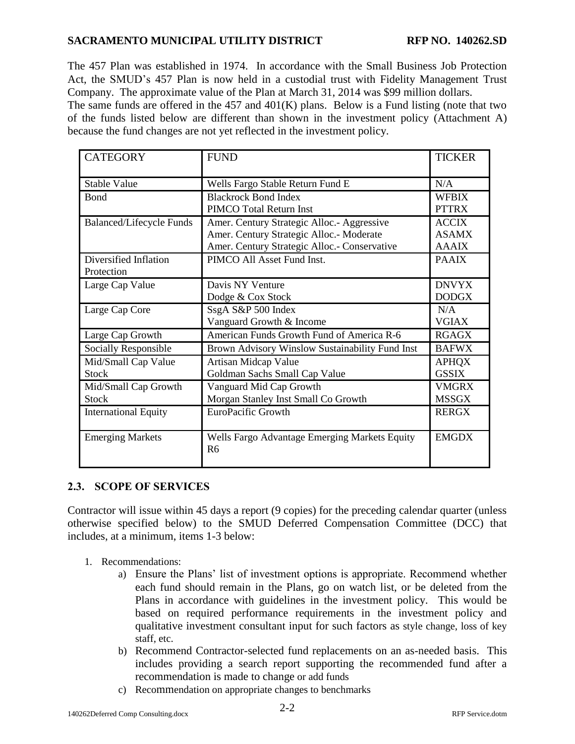The 457 Plan was established in 1974. In accordance with the Small Business Job Protection Act, the SMUD's 457 Plan is now held in a custodial trust with Fidelity Management Trust Company. The approximate value of the Plan at March 31, 2014 was $99 million dollars.

The same funds are offered in the 457 and 401(K) plans. Below is a Fund listing (note that two of the funds listed below are different than shown in the investment policy (Attachment A) because the fund changes are not yet reflected in the investment policy.

| CATEGORY | FUND | TICKER |
|---|---|---|
| Stable Value | Wells Fargo Stable Return Fund E | N/A |
| Bond | Blackrock Bond Index<br>PIMCO Total Return Inst | WFBIX<br>PTTRX |
| Balanced/Lifecycle Funds | Amer. Century Strategic Alloc.- Aggressive<br>Amer. Century Strategic Alloc.- Moderate<br>Amer. Century Strategic Alloc.- Conservative | ACCIX<br>ASAMX<br>AAAIX |
| Diversified Inflation Protection | PIMCO All Asset Fund Inst. | PAAIX |
| Large Cap Value | Davis NY Venture<br>Dodge & Cox Stock | DNVYX<br>DODGX |
| Large Cap Core | SsgA S&P 500 Index<br>Vanguard Growth & Income | N/A<br>VGIAX |
| Large Cap Growth | American Funds Growth Fund of America R-6 | RGAGX |
| Socially Responsible | Brown Advisory Winslow Sustainability Fund Inst | BAFWX |
| Mid/Small Cap Value Stock | Artisan Midcap Value<br>Goldman Sachs Small Cap Value | APHQX<br>GSSIX |
| Mid/Small Cap Growth Stock | Vanguard Mid Cap Growth<br>Morgan Stanley Inst Small Co Growth | VMGRX<br>MSSGX |
| International Equity | EuroPacific Growth | RERGX |
| Emerging Markets | Wells Fargo Advantage Emerging Markets Equity R6 | EMGDX |

## 2.3. SCOPE OF SERVICES

Contractor will issue within 45 days a report (9 copies) for the preceding calendar quarter (unless otherwise specified below) to the SMUD Deferred Compensation Committee (DCC) that includes, at a minimum, items 1-3 below:

1. Recommendations:
   a) Ensure the Plans' list of investment options is appropriate. Recommend whether each fund should remain in the Plans, go on watch list, or be deleted from the Plans in accordance with guidelines in the investment policy. This would be based on required performance requirements in the investment policy and qualitative investment consultant input for such factors as style change, loss of key staff, etc.
   b) Recommend Contractor-selected fund replacements on an as-needed basis. This includes providing a search report supporting the recommended fund after a recommendation is made to change or add funds
   c) Recommendation on appropriate changes to benchmarks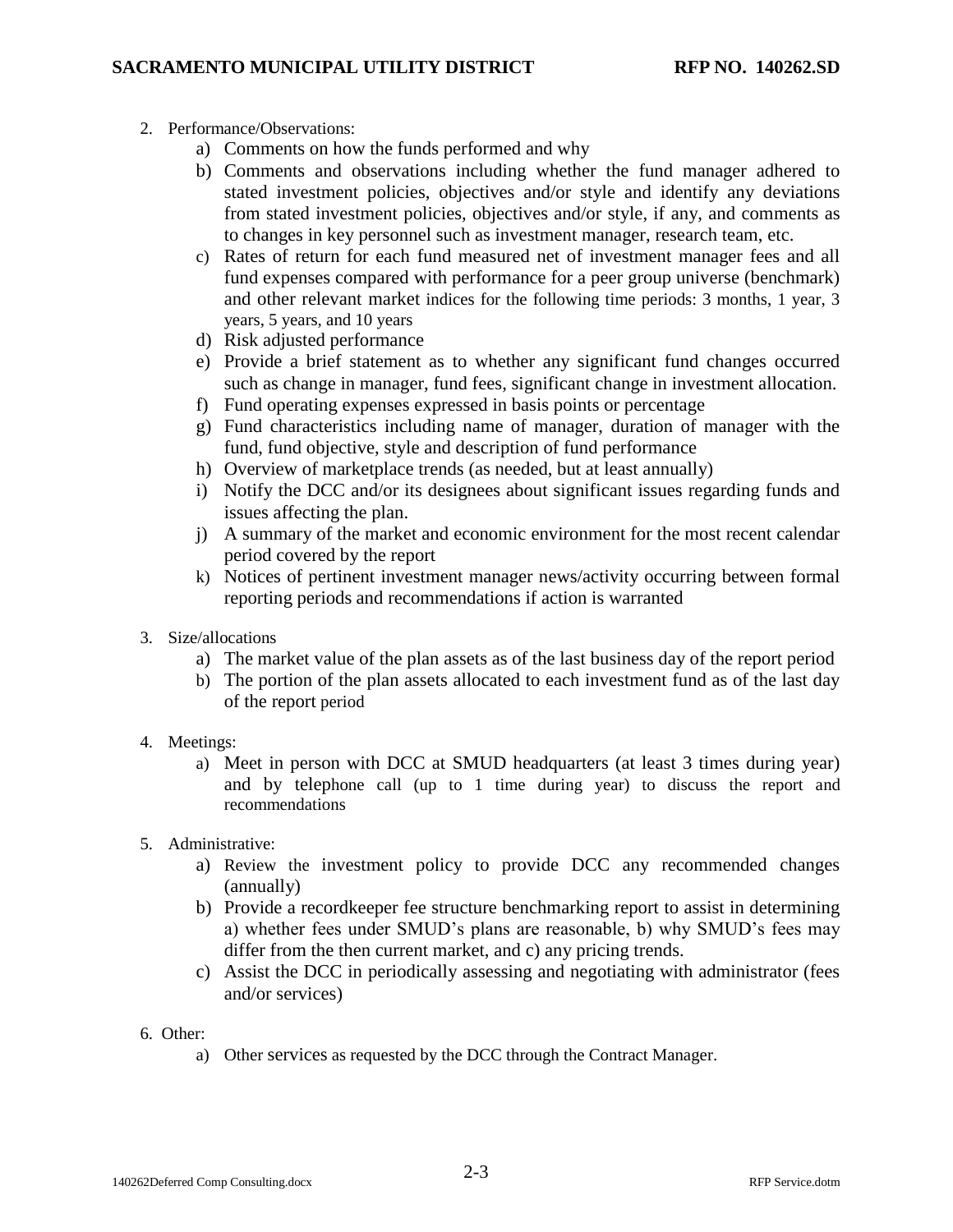2. Performance/Observations:
    a) Comments on how the funds performed and why
    b) Comments and observations including whether the fund manager adhered to stated investment policies, objectives and/or style and identify any deviations from stated investment policies, objectives and/or style, if any, and comments as to changes in key personnel such as investment manager, research team, etc.
    c) Rates of return for each fund measured net of investment manager fees and all fund expenses compared with performance for a peer group universe (benchmark) and other relevant market indices for the following time periods: 3 months, 1 year, 3 years, 5 years, and 10 years
    d) Risk adjusted performance
    e) Provide a brief statement as to whether any significant fund changes occurred such as change in manager, fund fees, significant change in investment allocation.
    f) Fund operating expenses expressed in basis points or percentage
    g) Fund characteristics including name of manager, duration of manager with the fund, fund objective, style and description of fund performance
    h) Overview of marketplace trends (as needed, but at least annually)
    i) Notify the DCC and/or its designees about significant issues regarding funds and issues affecting the plan.
    j) A summary of the market and economic environment for the most recent calendar period covered by the report
    k) Notices of pertinent investment manager news/activity occurring between formal reporting periods and recommendations if action is warranted

3. Size/allocations
    a) The market value of the plan assets as of the last business day of the report period
    b) The portion of the plan assets allocated to each investment fund as of the last day of the report period

4. Meetings:
    a) Meet in person with DCC at SMUD headquarters (at least 3 times during year) and by telephone call (up to 1 time during year) to discuss the report and recommendations

5. Administrative:
    a) Review the investment policy to provide DCC any recommended changes (annually)
    b) Provide a recordkeeper fee structure benchmarking report to assist in determining a) whether fees under SMUD's plans are reasonable, b) why SMUD's fees may differ from the then current market, and c) any pricing trends.
    c) Assist the DCC in periodically assessing and negotiating with administrator (fees and/or services)

6. Other:
    a) Other services as requested by the DCC through the Contract Manager.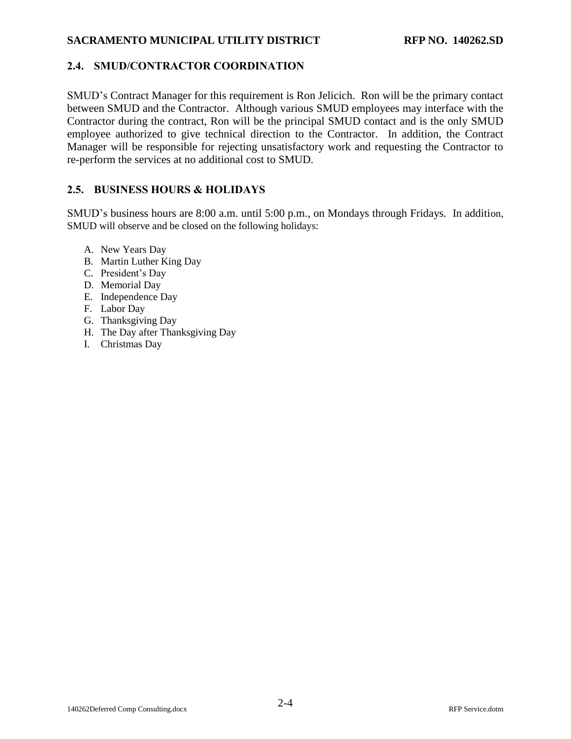## 2.4. SMUD/CONTRACTOR COORDINATION

SMUD's Contract Manager for this requirement is Ron Jelicich. Ron will be the primary contact between SMUD and the Contractor. Although various SMUD employees may interface with the Contractor during the contract, Ron will be the principal SMUD contact and is the only SMUD employee authorized to give technical direction to the Contractor. In addition, the Contract Manager will be responsible for rejecting unsatisfactory work and requesting the Contractor to re-perform the services at no additional cost to SMUD.

## 2.5. BUSINESS HOURS & HOLIDAYS

SMUD's business hours are 8:00 a.m. until 5:00 p.m., on Mondays through Fridays. In addition, SMUD will observe and be closed on the following holidays:

A. New Years Day
B. Martin Luther King Day
C. President's Day
D. Memorial Day
E. Independence Day
F. Labor Day
G. Thanksgiving Day
H. The Day after Thanksgiving Day
I. Christmas Day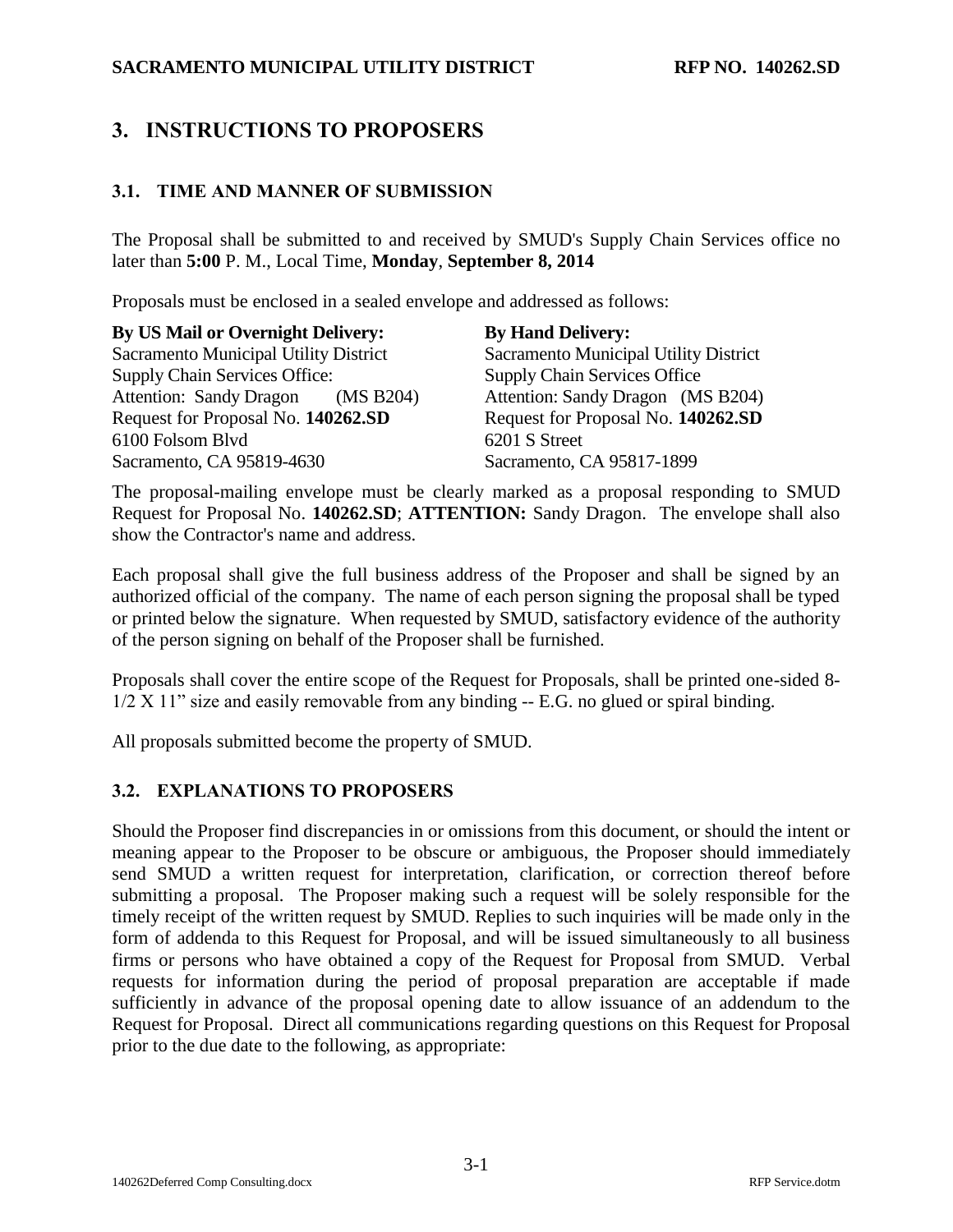# 3. INSTRUCTIONS TO PROPOSERS

## 3.1. TIME AND MANNER OF SUBMISSION

The Proposal shall be submitted to and received by SMUD's Supply Chain Services office no later than **5:00** P. M., Local Time, **Monday**, **September 8, 2014**

Proposals must be enclosed in a sealed envelope and addressed as follows:

**By US Mail or Overnight Delivery:**
Sacramento Municipal Utility District
Supply Chain Services Office:
Attention: Sandy Dragon (MS B204)
Request for Proposal No. **140262.SD**
6100 Folsom Blvd
Sacramento, CA 95819-4630

**By Hand Delivery:**
Sacramento Municipal Utility District
Supply Chain Services Office
Attention: Sandy Dragon (MS B204)
Request for Proposal No. **140262.SD**
6201 S Street
Sacramento, CA 95817-1899

The proposal-mailing envelope must be clearly marked as a proposal responding to SMUD Request for Proposal No. **140262.SD**; **ATTENTION:** Sandy Dragon. The envelope shall also show the Contractor's name and address.

Each proposal shall give the full business address of the Proposer and shall be signed by an authorized official of the company. The name of each person signing the proposal shall be typed or printed below the signature. When requested by SMUD, satisfactory evidence of the authority of the person signing on behalf of the Proposer shall be furnished.

Proposals shall cover the entire scope of the Request for Proposals, shall be printed one-sided 8-1/2 X 11" size and easily removable from any binding -- E.G. no glued or spiral binding.

All proposals submitted become the property of SMUD.

## 3.2. EXPLANATIONS TO PROPOSERS

Should the Proposer find discrepancies in or omissions from this document, or should the intent or meaning appear to the Proposer to be obscure or ambiguous, the Proposer should immediately send SMUD a written request for interpretation, clarification, or correction thereof before submitting a proposal. The Proposer making such a request will be solely responsible for the timely receipt of the written request by SMUD. Replies to such inquiries will be made only in the form of addenda to this Request for Proposal, and will be issued simultaneously to all business firms or persons who have obtained a copy of the Request for Proposal from SMUD. Verbal requests for information during the period of proposal preparation are acceptable if made sufficiently in advance of the proposal opening date to allow issuance of an addendum to the Request for Proposal. Direct all communications regarding questions on this Request for Proposal prior to the due date to the following, as appropriate: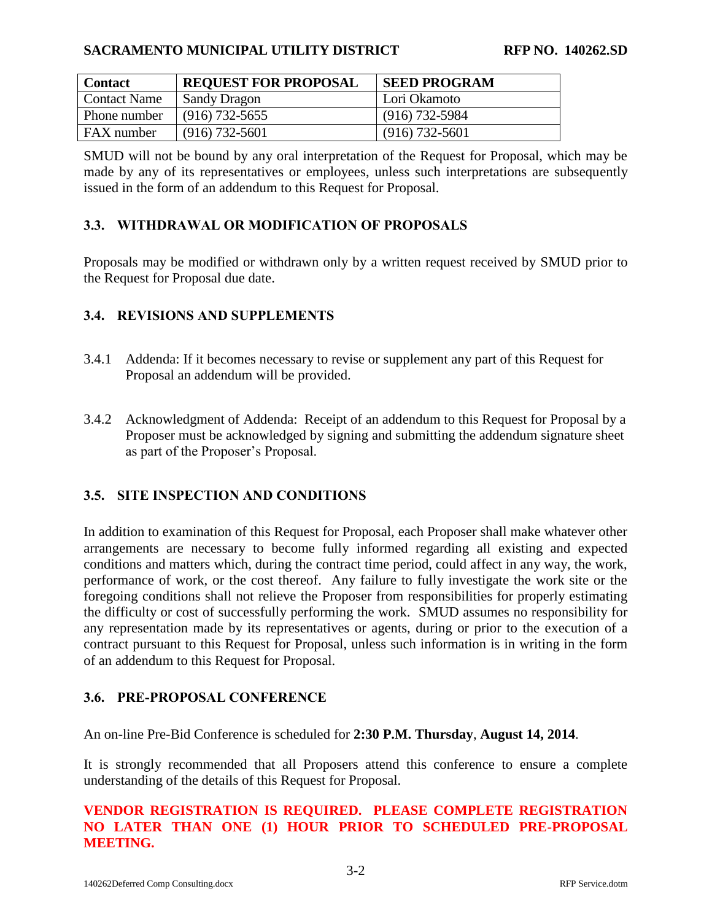| Contact | REQUEST FOR PROPOSAL | SEED PROGRAM |
| --- | --- | --- |
| Contact Name | Sandy Dragon | Lori Okamoto |
| Phone number | (916) 732-5655 | (916) 732-5984 |
| FAX number | (916) 732-5601 | (916) 732-5601 |

SMUD will not be bound by any oral interpretation of the Request for Proposal, which may be made by any of its representatives or employees, unless such interpretations are subsequently issued in the form of an addendum to this Request for Proposal.

### 3.3. WITHDRAWAL OR MODIFICATION OF PROPOSALS

Proposals may be modified or withdrawn only by a written request received by SMUD prior to the Request for Proposal due date.

### 3.4. REVISIONS AND SUPPLEMENTS

3.4.1 Addenda: If it becomes necessary to revise or supplement any part of this Request for Proposal an addendum will be provided.

3.4.2 Acknowledgment of Addenda: Receipt of an addendum to this Request for Proposal by a Proposer must be acknowledged by signing and submitting the addendum signature sheet as part of the Proposer's Proposal.

### 3.5. SITE INSPECTION AND CONDITIONS

In addition to examination of this Request for Proposal, each Proposer shall make whatever other arrangements are necessary to become fully informed regarding all existing and expected conditions and matters which, during the contract time period, could affect in any way, the work, performance of work, or the cost thereof. Any failure to fully investigate the work site or the foregoing conditions shall not relieve the Proposer from responsibilities for properly estimating the difficulty or cost of successfully performing the work. SMUD assumes no responsibility for any representation made by its representatives or agents, during or prior to the execution of a contract pursuant to this Request for Proposal, unless such information is in writing in the form of an addendum to this Request for Proposal.

### 3.6. PRE-PROPOSAL CONFERENCE

An on-line Pre-Bid Conference is scheduled for **2:30 P.M. Thursday**, **August 14, 2014**.

It is strongly recommended that all Proposers attend this conference to ensure a complete understanding of the details of this Request for Proposal.

**VENDOR REGISTRATION IS REQUIRED. PLEASE COMPLETE REGISTRATION NO LATER THAN ONE (1) HOUR PRIOR TO SCHEDULED PRE-PROPOSAL MEETING.**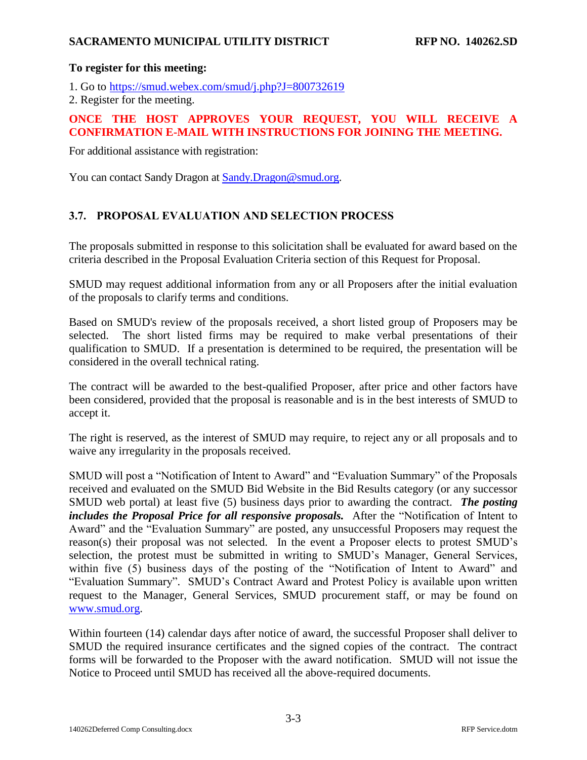**To register for this meeting:**

1. Go to https://smud.webex.com/smud/j.php?J=800732619
2. Register for the meeting.

**ONCE THE HOST APPROVES YOUR REQUEST, YOU WILL RECEIVE A CONFIRMATION E-MAIL WITH INSTRUCTIONS FOR JOINING THE MEETING.**

For additional assistance with registration:

You can contact Sandy Dragon at Sandy.Dragon@smud.org.

## 3.7. PROPOSAL EVALUATION AND SELECTION PROCESS

The proposals submitted in response to this solicitation shall be evaluated for award based on the criteria described in the Proposal Evaluation Criteria section of this Request for Proposal.

SMUD may request additional information from any or all Proposers after the initial evaluation of the proposals to clarify terms and conditions.

Based on SMUD's review of the proposals received, a short listed group of Proposers may be selected. The short listed firms may be required to make verbal presentations of their qualification to SMUD. If a presentation is determined to be required, the presentation will be considered in the overall technical rating.

The contract will be awarded to the best-qualified Proposer, after price and other factors have been considered, provided that the proposal is reasonable and is in the best interests of SMUD to accept it.

The right is reserved, as the interest of SMUD may require, to reject any or all proposals and to waive any irregularity in the proposals received.

SMUD will post a "Notification of Intent to Award" and "Evaluation Summary" of the Proposals received and evaluated on the SMUD Bid Website in the Bid Results category (or any successor SMUD web portal) at least five (5) business days prior to awarding the contract. ***The posting includes the Proposal Price for all responsive proposals.*** After the "Notification of Intent to Award" and the "Evaluation Summary" are posted, any unsuccessful Proposers may request the reason(s) their proposal was not selected. In the event a Proposer elects to protest SMUD's selection, the protest must be submitted in writing to SMUD's Manager, General Services, within five (5) business days of the posting of the "Notification of Intent to Award" and "Evaluation Summary". SMUD's Contract Award and Protest Policy is available upon written request to the Manager, General Services, SMUD procurement staff, or may be found on www.smud.org.

Within fourteen (14) calendar days after notice of award, the successful Proposer shall deliver to SMUD the required insurance certificates and the signed copies of the contract. The contract forms will be forwarded to the Proposer with the award notification. SMUD will not issue the Notice to Proceed until SMUD has received all the above-required documents.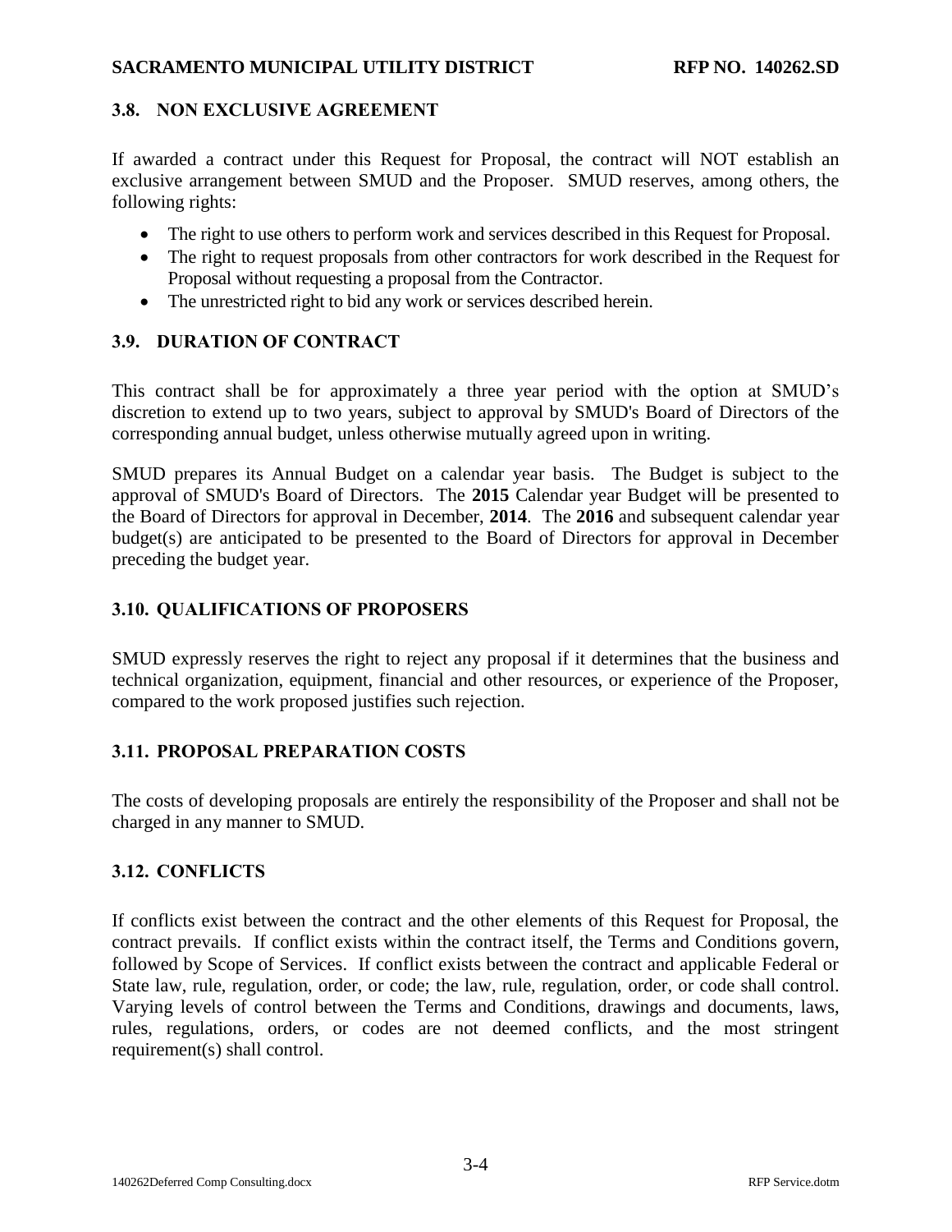### 3.8. NON EXCLUSIVE AGREEMENT

If awarded a contract under this Request for Proposal, the contract will NOT establish an exclusive arrangement between SMUD and the Proposer. SMUD reserves, among others, the following rights:

- The right to use others to perform work and services described in this Request for Proposal.
- The right to request proposals from other contractors for work described in the Request for Proposal without requesting a proposal from the Contractor.
- The unrestricted right to bid any work or services described herein.

### 3.9. DURATION OF CONTRACT

This contract shall be for approximately a three year period with the option at SMUD's discretion to extend up to two years, subject to approval by SMUD's Board of Directors of the corresponding annual budget, unless otherwise mutually agreed upon in writing.

SMUD prepares its Annual Budget on a calendar year basis. The Budget is subject to the approval of SMUD's Board of Directors. The **2015** Calendar year Budget will be presented to the Board of Directors for approval in December, **2014**. The **2016** and subsequent calendar year budget(s) are anticipated to be presented to the Board of Directors for approval in December preceding the budget year.

### 3.10. QUALIFICATIONS OF PROPOSERS

SMUD expressly reserves the right to reject any proposal if it determines that the business and technical organization, equipment, financial and other resources, or experience of the Proposer, compared to the work proposed justifies such rejection.

### 3.11. PROPOSAL PREPARATION COSTS

The costs of developing proposals are entirely the responsibility of the Proposer and shall not be charged in any manner to SMUD.

### 3.12. CONFLICTS

If conflicts exist between the contract and the other elements of this Request for Proposal, the contract prevails. If conflict exists within the contract itself, the Terms and Conditions govern, followed by Scope of Services. If conflict exists between the contract and applicable Federal or State law, rule, regulation, order, or code; the law, rule, regulation, order, or code shall control. Varying levels of control between the Terms and Conditions, drawings and documents, laws, rules, regulations, orders, or codes are not deemed conflicts, and the most stringent requirement(s) shall control.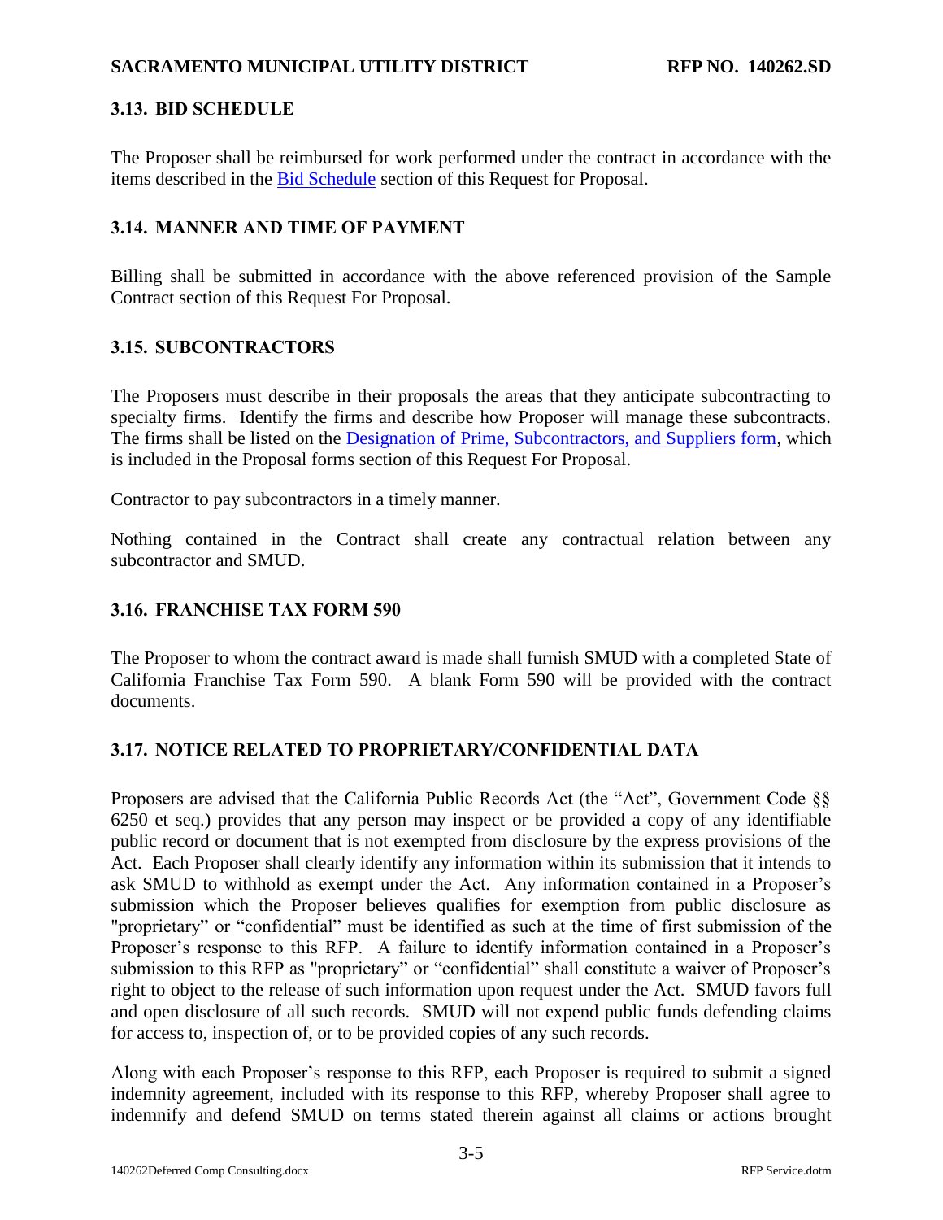### 3.13. BID SCHEDULE

The Proposer shall be reimbursed for work performed under the contract in accordance with the items described in the Bid Schedule section of this Request for Proposal.

### 3.14. MANNER AND TIME OF PAYMENT

Billing shall be submitted in accordance with the above referenced provision of the Sample Contract section of this Request For Proposal.

### 3.15. SUBCONTRACTORS

The Proposers must describe in their proposals the areas that they anticipate subcontracting to specialty firms. Identify the firms and describe how Proposer will manage these subcontracts. The firms shall be listed on the Designation of Prime, Subcontractors, and Suppliers form, which is included in the Proposal forms section of this Request For Proposal.

Contractor to pay subcontractors in a timely manner.

Nothing contained in the Contract shall create any contractual relation between any subcontractor and SMUD.

### 3.16. FRANCHISE TAX FORM 590

The Proposer to whom the contract award is made shall furnish SMUD with a completed State of California Franchise Tax Form 590. A blank Form 590 will be provided with the contract documents.

### 3.17. NOTICE RELATED TO PROPRIETARY/CONFIDENTIAL DATA

Proposers are advised that the California Public Records Act (the "Act", Government Code §§ 6250 et seq.) provides that any person may inspect or be provided a copy of any identifiable public record or document that is not exempted from disclosure by the express provisions of the Act. Each Proposer shall clearly identify any information within its submission that it intends to ask SMUD to withhold as exempt under the Act. Any information contained in a Proposer's submission which the Proposer believes qualifies for exemption from public disclosure as "proprietary" or "confidential" must be identified as such at the time of first submission of the Proposer's response to this RFP. A failure to identify information contained in a Proposer's submission to this RFP as "proprietary" or "confidential" shall constitute a waiver of Proposer's right to object to the release of such information upon request under the Act. SMUD favors full and open disclosure of all such records. SMUD will not expend public funds defending claims for access to, inspection of, or to be provided copies of any such records.

Along with each Proposer's response to this RFP, each Proposer is required to submit a signed indemnity agreement, included with its response to this RFP, whereby Proposer shall agree to indemnify and defend SMUD on terms stated therein against all claims or actions brought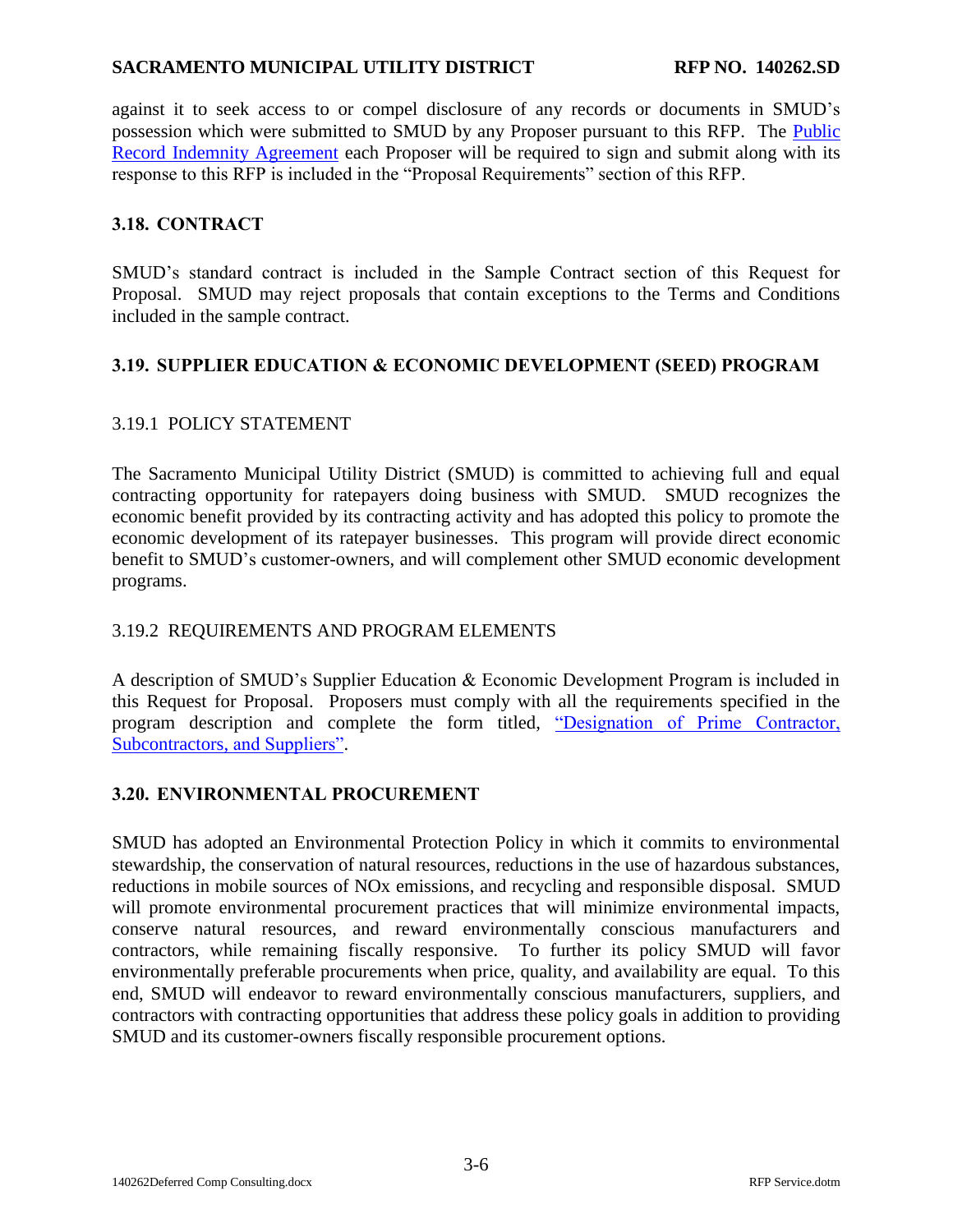against it to seek access to or compel disclosure of any records or documents in SMUD's possession which were submitted to SMUD by any Proposer pursuant to this RFP. The Public Record Indemnity Agreement each Proposer will be required to sign and submit along with its response to this RFP is included in the "Proposal Requirements" section of this RFP.

### 3.18. CONTRACT

SMUD's standard contract is included in the Sample Contract section of this Request for Proposal. SMUD may reject proposals that contain exceptions to the Terms and Conditions included in the sample contract.

### 3.19. SUPPLIER EDUCATION & ECONOMIC DEVELOPMENT (SEED) PROGRAM

#### 3.19.1 POLICY STATEMENT

The Sacramento Municipal Utility District (SMUD) is committed to achieving full and equal contracting opportunity for ratepayers doing business with SMUD. SMUD recognizes the economic benefit provided by its contracting activity and has adopted this policy to promote the economic development of its ratepayer businesses. This program will provide direct economic benefit to SMUD's customer-owners, and will complement other SMUD economic development programs.

#### 3.19.2 REQUIREMENTS AND PROGRAM ELEMENTS

A description of SMUD's Supplier Education & Economic Development Program is included in this Request for Proposal. Proposers must comply with all the requirements specified in the program description and complete the form titled, "Designation of Prime Contractor, Subcontractors, and Suppliers".

### 3.20. ENVIRONMENTAL PROCUREMENT

SMUD has adopted an Environmental Protection Policy in which it commits to environmental stewardship, the conservation of natural resources, reductions in the use of hazardous substances, reductions in mobile sources of NOx emissions, and recycling and responsible disposal. SMUD will promote environmental procurement practices that will minimize environmental impacts, conserve natural resources, and reward environmentally conscious manufacturers and contractors, while remaining fiscally responsive. To further its policy SMUD will favor environmentally preferable procurements when price, quality, and availability are equal. To this end, SMUD will endeavor to reward environmentally conscious manufacturers, suppliers, and contractors with contracting opportunities that address these policy goals in addition to providing SMUD and its customer-owners fiscally responsible procurement options.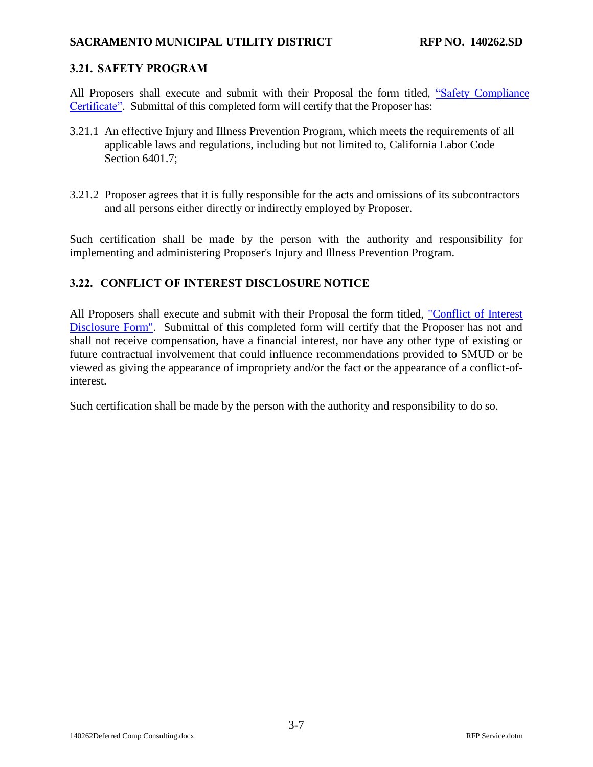## 3.21. SAFETY PROGRAM

All Proposers shall execute and submit with their Proposal the form titled, "Safety Compliance Certificate". Submittal of this completed form will certify that the Proposer has:

3.21.1 An effective Injury and Illness Prevention Program, which meets the requirements of all applicable laws and regulations, including but not limited to, California Labor Code Section 6401.7;

3.21.2 Proposer agrees that it is fully responsible for the acts and omissions of its subcontractors and all persons either directly or indirectly employed by Proposer.

Such certification shall be made by the person with the authority and responsibility for implementing and administering Proposer's Injury and Illness Prevention Program.

## 3.22. CONFLICT OF INTEREST DISCLOSURE NOTICE

All Proposers shall execute and submit with their Proposal the form titled, "Conflict of Interest Disclosure Form". Submittal of this completed form will certify that the Proposer has not and shall not receive compensation, have a financial interest, nor have any other type of existing or future contractual involvement that could influence recommendations provided to SMUD or be viewed as giving the appearance of impropriety and/or the fact or the appearance of a conflict-of-interest.

Such certification shall be made by the person with the authority and responsibility to do so.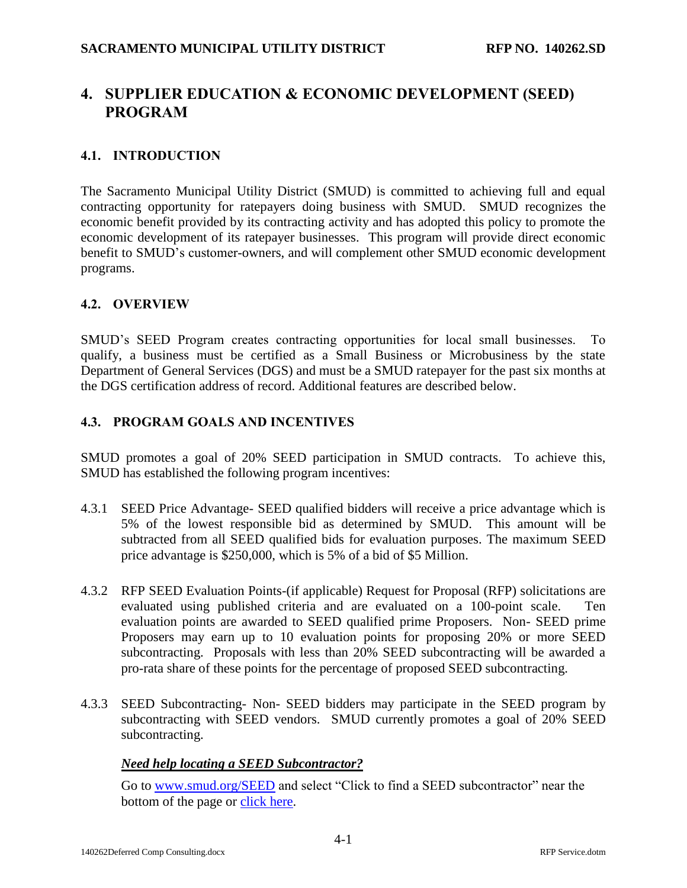# 4. SUPPLIER EDUCATION & ECONOMIC DEVELOPMENT (SEED) PROGRAM

## 4.1. INTRODUCTION

The Sacramento Municipal Utility District (SMUD) is committed to achieving full and equal contracting opportunity for ratepayers doing business with SMUD. SMUD recognizes the economic benefit provided by its contracting activity and has adopted this policy to promote the economic development of its ratepayer businesses. This program will provide direct economic benefit to SMUD's customer-owners, and will complement other SMUD economic development programs.

## 4.2. OVERVIEW

SMUD's SEED Program creates contracting opportunities for local small businesses. To qualify, a business must be certified as a Small Business or Microbusiness by the state Department of General Services (DGS) and must be a SMUD ratepayer for the past six months at the DGS certification address of record. Additional features are described below.

## 4.3. PROGRAM GOALS AND INCENTIVES

SMUD promotes a goal of 20% SEED participation in SMUD contracts. To achieve this, SMUD has established the following program incentives:

4.3.1 SEED Price Advantage- SEED qualified bidders will receive a price advantage which is 5% of the lowest responsible bid as determined by SMUD. This amount will be subtracted from all SEED qualified bids for evaluation purposes. The maximum SEED price advantage is $250,000, which is 5% of a bid of $5 Million.

4.3.2 RFP SEED Evaluation Points-(if applicable) Request for Proposal (RFP) solicitations are evaluated using published criteria and are evaluated on a 100-point scale. Ten evaluation points are awarded to SEED qualified prime Proposers. Non- SEED prime Proposers may earn up to 10 evaluation points for proposing 20% or more SEED subcontracting. Proposals with less than 20% SEED subcontracting will be awarded a pro-rata share of these points for the percentage of proposed SEED subcontracting.

4.3.3 SEED Subcontracting- Non- SEED bidders may participate in the SEED program by subcontracting with SEED vendors. SMUD currently promotes a goal of 20% SEED subcontracting.

***Need help locating a SEED Subcontractor?***

Go to www.smud.org/SEED and select "Click to find a SEED subcontractor" near the bottom of the page or click here.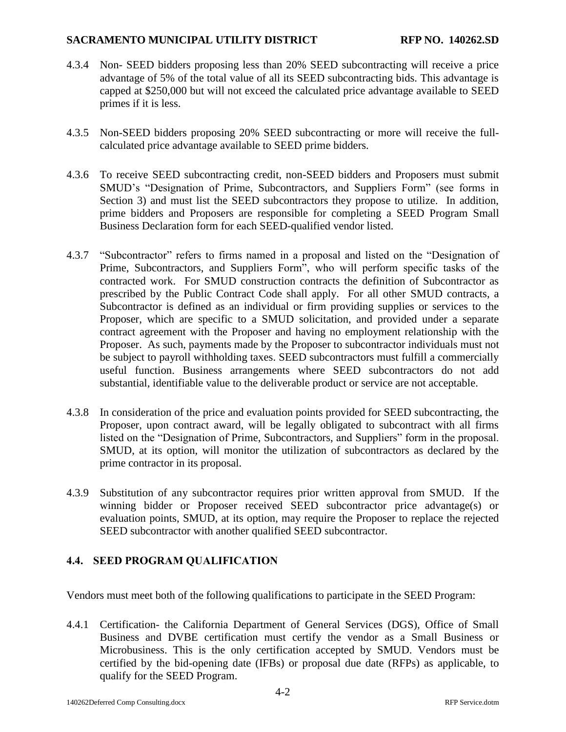4.3.4 Non- SEED bidders proposing less than 20% SEED subcontracting will receive a price advantage of 5% of the total value of all its SEED subcontracting bids. This advantage is capped at $250,000 but will not exceed the calculated price advantage available to SEED primes if it is less.

4.3.5 Non-SEED bidders proposing 20% SEED subcontracting or more will receive the full-calculated price advantage available to SEED prime bidders.

4.3.6 To receive SEED subcontracting credit, non-SEED bidders and Proposers must submit SMUD's "Designation of Prime, Subcontractors, and Suppliers Form" (see forms in Section 3) and must list the SEED subcontractors they propose to utilize. In addition, prime bidders and Proposers are responsible for completing a SEED Program Small Business Declaration form for each SEED-qualified vendor listed.

4.3.7 "Subcontractor" refers to firms named in a proposal and listed on the "Designation of Prime, Subcontractors, and Suppliers Form", who will perform specific tasks of the contracted work. For SMUD construction contracts the definition of Subcontractor as prescribed by the Public Contract Code shall apply. For all other SMUD contracts, a Subcontractor is defined as an individual or firm providing supplies or services to the Proposer, which are specific to a SMUD solicitation, and provided under a separate contract agreement with the Proposer and having no employment relationship with the Proposer. As such, payments made by the Proposer to subcontractor individuals must not be subject to payroll withholding taxes. SEED subcontractors must fulfill a commercially useful function. Business arrangements where SEED subcontractors do not add substantial, identifiable value to the deliverable product or service are not acceptable.

4.3.8 In consideration of the price and evaluation points provided for SEED subcontracting, the Proposer, upon contract award, will be legally obligated to subcontract with all firms listed on the "Designation of Prime, Subcontractors, and Suppliers" form in the proposal. SMUD, at its option, will monitor the utilization of subcontractors as declared by the prime contractor in its proposal.

4.3.9 Substitution of any subcontractor requires prior written approval from SMUD. If the winning bidder or Proposer received SEED subcontractor price advantage(s) or evaluation points, SMUD, at its option, may require the Proposer to replace the rejected SEED subcontractor with another qualified SEED subcontractor.

## 4.4. SEED PROGRAM QUALIFICATION

Vendors must meet both of the following qualifications to participate in the SEED Program:

4.4.1 Certification- the California Department of General Services (DGS), Office of Small Business and DVBE certification must certify the vendor as a Small Business or Microbusiness. This is the only certification accepted by SMUD. Vendors must be certified by the bid-opening date (IFBs) or proposal due date (RFPs) as applicable, to qualify for the SEED Program.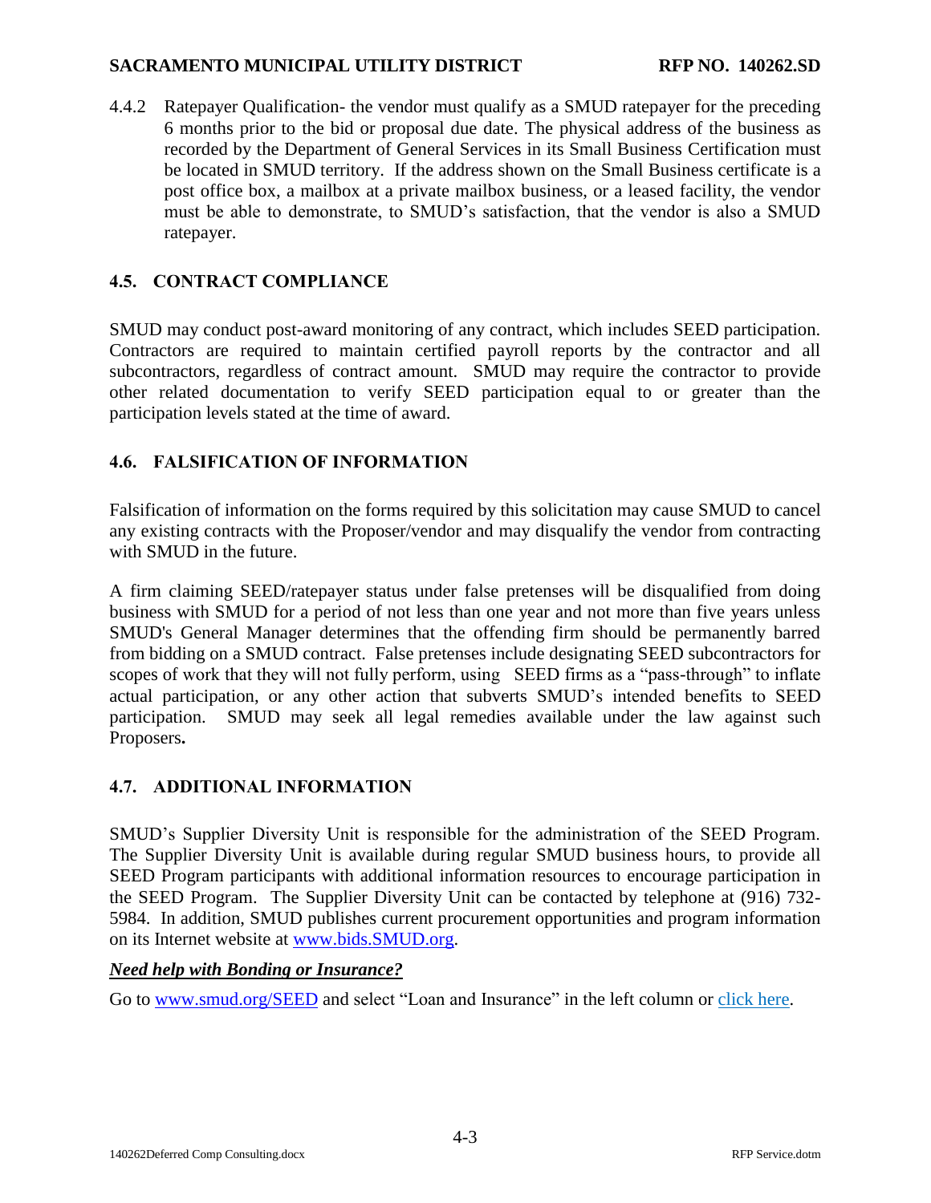4.4.2 Ratepayer Qualification- the vendor must qualify as a SMUD ratepayer for the preceding 6 months prior to the bid or proposal due date. The physical address of the business as recorded by the Department of General Services in its Small Business Certification must be located in SMUD territory. If the address shown on the Small Business certificate is a post office box, a mailbox at a private mailbox business, or a leased facility, the vendor must be able to demonstrate, to SMUD's satisfaction, that the vendor is also a SMUD ratepayer.

## 4.5. CONTRACT COMPLIANCE

SMUD may conduct post-award monitoring of any contract, which includes SEED participation. Contractors are required to maintain certified payroll reports by the contractor and all subcontractors, regardless of contract amount. SMUD may require the contractor to provide other related documentation to verify SEED participation equal to or greater than the participation levels stated at the time of award.

## 4.6. FALSIFICATION OF INFORMATION

Falsification of information on the forms required by this solicitation may cause SMUD to cancel any existing contracts with the Proposer/vendor and may disqualify the vendor from contracting with SMUD in the future.

A firm claiming SEED/ratepayer status under false pretenses will be disqualified from doing business with SMUD for a period of not less than one year and not more than five years unless SMUD's General Manager determines that the offending firm should be permanently barred from bidding on a SMUD contract. False pretenses include designating SEED subcontractors for scopes of work that they will not fully perform, using SEED firms as a "pass-through" to inflate actual participation, or any other action that subverts SMUD's intended benefits to SEED participation. SMUD may seek all legal remedies available under the law against such Proposers**.**

## 4.7. ADDITIONAL INFORMATION

SMUD's Supplier Diversity Unit is responsible for the administration of the SEED Program. The Supplier Diversity Unit is available during regular SMUD business hours, to provide all SEED Program participants with additional information resources to encourage participation in the SEED Program. The Supplier Diversity Unit can be contacted by telephone at (916) 732-5984. In addition, SMUD publishes current procurement opportunities and program information on its Internet website at www.bids.SMUD.org.

***Need help with Bonding or Insurance?***

Go to www.smud.org/SEED and select "Loan and Insurance" in the left column or click here.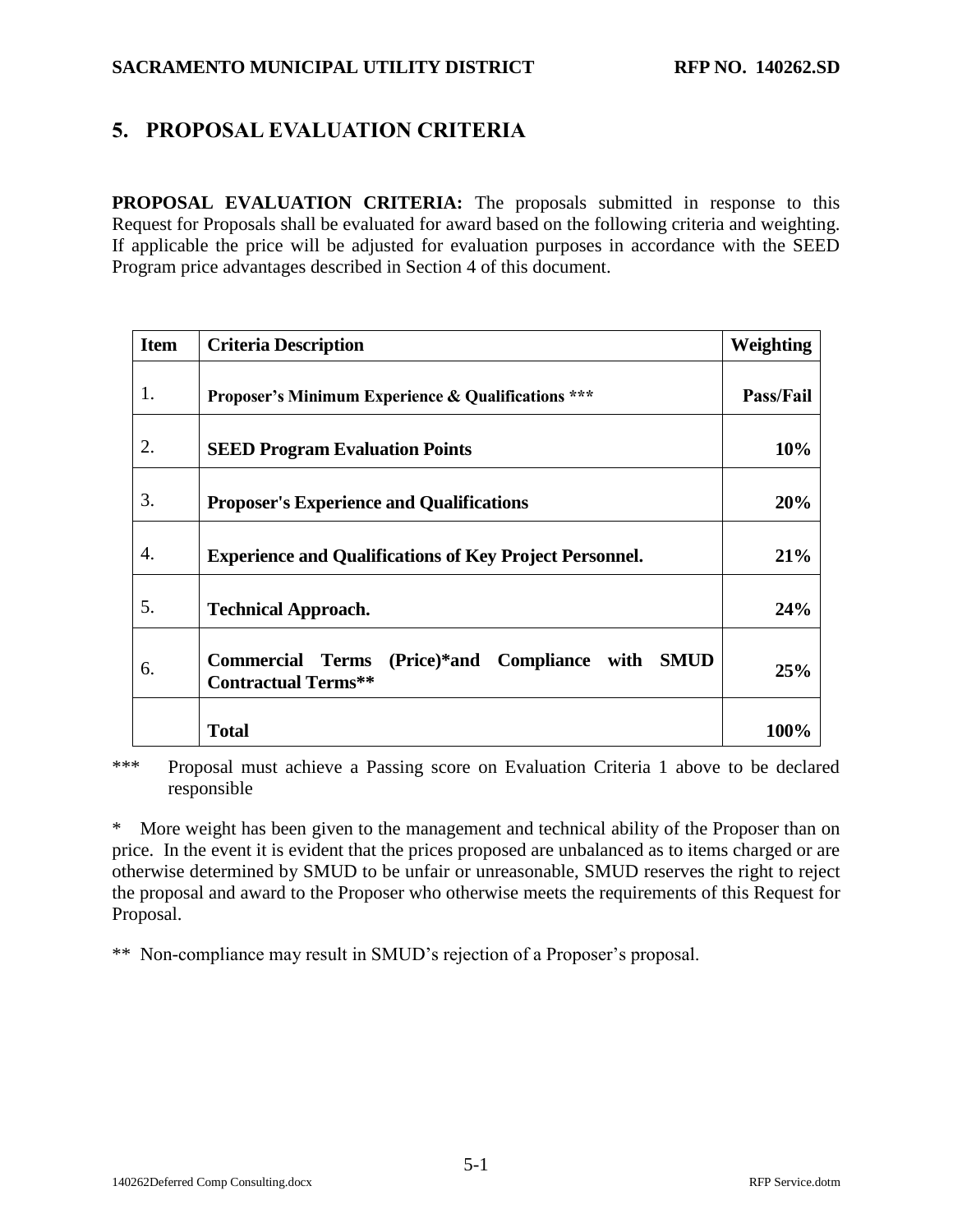## 5. PROPOSAL EVALUATION CRITERIA

**PROPOSAL EVALUATION CRITERIA:** The proposals submitted in response to this Request for Proposals shall be evaluated for award based on the following criteria and weighting. If applicable the price will be adjusted for evaluation purposes in accordance with the SEED Program price advantages described in Section 4 of this document.

| Item | Criteria Description | Weighting |
|---|---|---|
| 1. | **Proposer's Minimum Experience & Qualifications *** ** | **Pass/Fail** |
| 2. | **SEED Program Evaluation Points** | **10%** |
| 3. | **Proposer's Experience and Qualifications** | **20%** |
| 4. | **Experience and Qualifications of Key Project Personnel.** | **21%** |
| 5. | **Technical Approach.** | **24%** |
| 6. | **Commercial Terms (Price)*and Compliance with SMUD Contractual Terms**** | **25%** |
| | **Total** | **100%** |

*** Proposal must achieve a Passing score on Evaluation Criteria 1 above to be declared responsible

\* More weight has been given to the management and technical ability of the Proposer than on price. In the event it is evident that the prices proposed are unbalanced as to items charged or are otherwise determined by SMUD to be unfair or unreasonable, SMUD reserves the right to reject the proposal and award to the Proposer who otherwise meets the requirements of this Request for Proposal.

** Non-compliance may result in SMUD's rejection of a Proposer's proposal.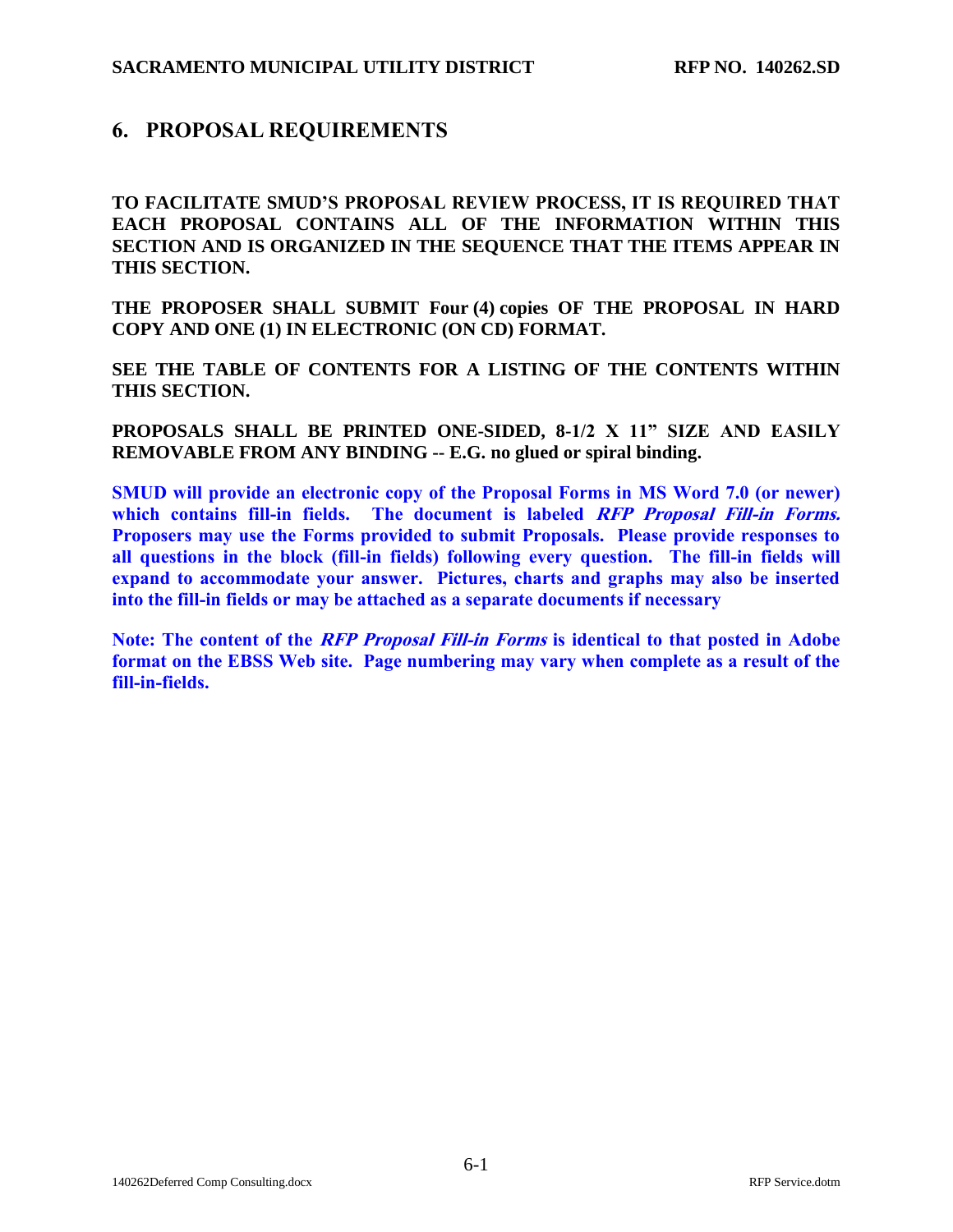## 6. PROPOSAL REQUIREMENTS

**TO FACILITATE SMUD'S PROPOSAL REVIEW PROCESS, IT IS REQUIRED THAT EACH PROPOSAL CONTAINS ALL OF THE INFORMATION WITHIN THIS SECTION AND IS ORGANIZED IN THE SEQUENCE THAT THE ITEMS APPEAR IN THIS SECTION.**

**THE PROPOSER SHALL SUBMIT Four (4) copies OF THE PROPOSAL IN HARD COPY AND ONE (1) IN ELECTRONIC (ON CD) FORMAT.**

**SEE THE TABLE OF CONTENTS FOR A LISTING OF THE CONTENTS WITHIN THIS SECTION.**

**PROPOSALS SHALL BE PRINTED ONE-SIDED, 8-1/2 X 11" SIZE AND EASILY REMOVABLE FROM ANY BINDING -- E.G. no glued or spiral binding.**

**SMUD will provide an electronic copy of the Proposal Forms in MS Word 7.0 (or newer) which contains fill-in fields. The document is labeled *RFP Proposal Fill-in Forms.* Proposers may use the Forms provided to submit Proposals. Please provide responses to all questions in the block (fill-in fields) following every question. The fill-in fields will expand to accommodate your answer. Pictures, charts and graphs may also be inserted into the fill-in fields or may be attached as a separate documents if necessary**

**Note: The content of the *RFP Proposal Fill-in Forms* is identical to that posted in Adobe format on the EBSS Web site. Page numbering may vary when complete as a result of the fill-in-fields.**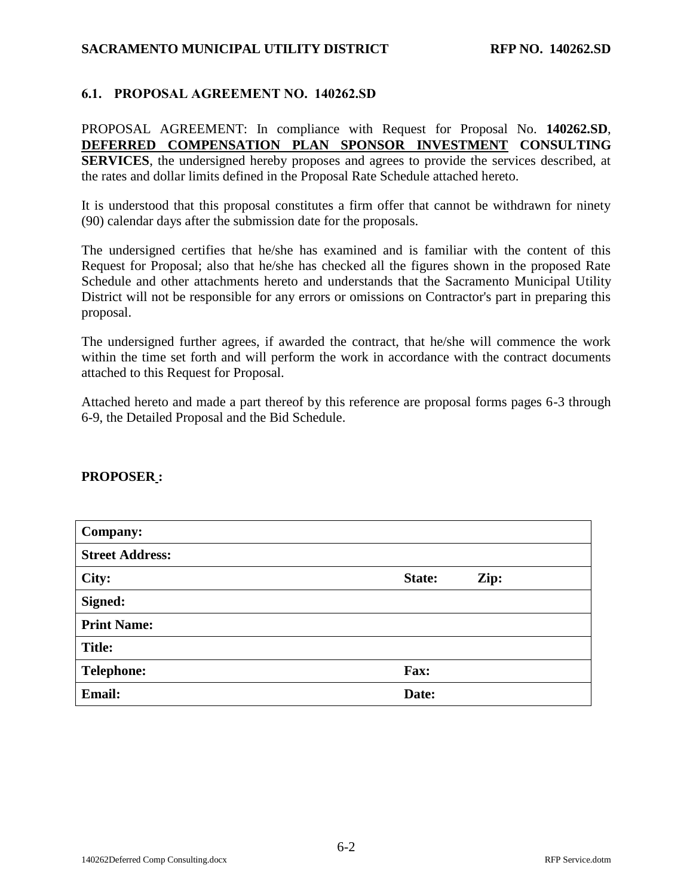## 6.1. PROPOSAL AGREEMENT NO. 140262.SD

PROPOSAL AGREEMENT: In compliance with Request for Proposal No. **140262.SD**, **DEFERRED COMPENSATION PLAN SPONSOR INVESTMENT CONSULTING SERVICES**, the undersigned hereby proposes and agrees to provide the services described, at the rates and dollar limits defined in the Proposal Rate Schedule attached hereto.

It is understood that this proposal constitutes a firm offer that cannot be withdrawn for ninety (90) calendar days after the submission date for the proposals.

The undersigned certifies that he/she has examined and is familiar with the content of this Request for Proposal; also that he/she has checked all the figures shown in the proposed Rate Schedule and other attachments hereto and understands that the Sacramento Municipal Utility District will not be responsible for any errors or omissions on Contractor's part in preparing this proposal.

The undersigned further agrees, if awarded the contract, that he/she will commence the work within the time set forth and will perform the work in accordance with the contract documents attached to this Request for Proposal.

Attached hereto and made a part thereof by this reference are proposal forms pages 6-3 through 6-9, the Detailed Proposal and the Bid Schedule.

**PROPOSER :**

| **Company:** | | |
|---|---|---|
| **Street Address:** | | |
| **City:** | **State:** | **Zip:** |
| **Signed:** | | |
| **Print Name:** | | |
| **Title:** | | |
| **Telephone:** | **Fax:** | |
| **Email:** | **Date:** | |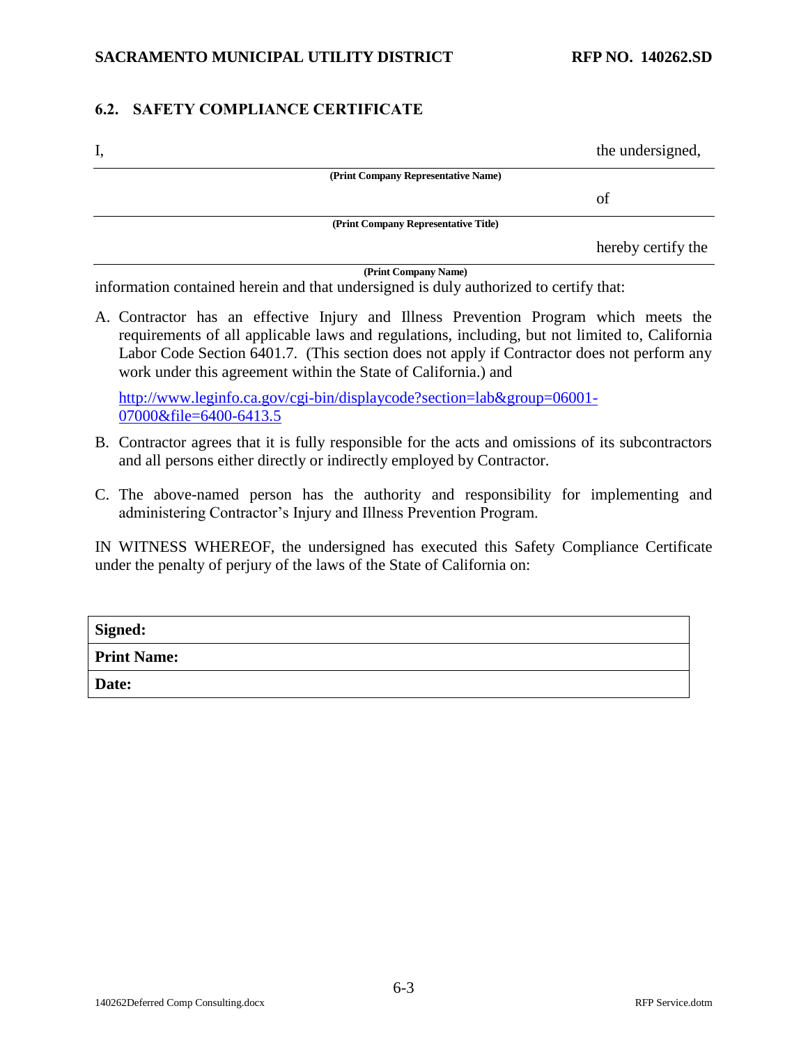## 6.2. SAFETY COMPLIANCE CERTIFICATE

I, ______________________________________________ the undersigned,

**(Print Company Representative Name)**

______________________________________________ of

**(Print Company Representative Title)**

______________________________________________ hereby certify the

**(Print Company Name)**

information contained herein and that undersigned is duly authorized to certify that:

A. Contractor has an effective Injury and Illness Prevention Program which meets the requirements of all applicable laws and regulations, including, but not limited to, California Labor Code Section 6401.7. (This section does not apply if Contractor does not perform any work under this agreement within the State of California.) and

   [http://www.leginfo.ca.gov/cgi-bin/displaycode?section=lab&group=06001-07000&file=6400-6413.5](http://www.leginfo.ca.gov/cgi-bin/displaycode?section=lab&group=06001-07000&file=6400-6413.5)

B. Contractor agrees that it is fully responsible for the acts and omissions of its subcontractors and all persons either directly or indirectly employed by Contractor.

C. The above-named person has the authority and responsibility for implementing and administering Contractor's Injury and Illness Prevention Program.

IN WITNESS WHEREOF, the undersigned has executed this Safety Compliance Certificate under the penalty of perjury of the laws of the State of California on:

| **Signed:** |
|---|
| **Print Name:** |
| **Date:** |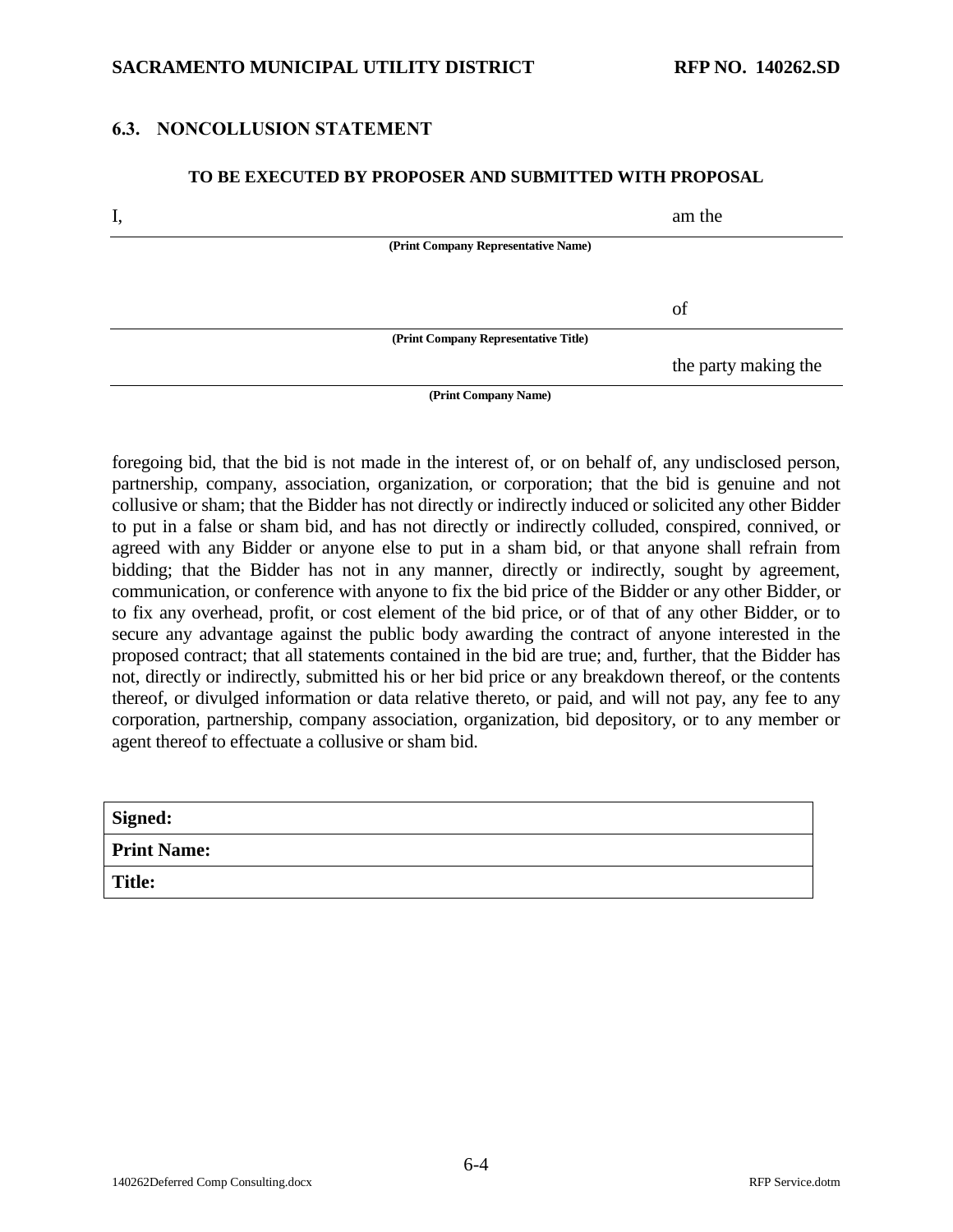## 6.3. NONCOLLUSION STATEMENT

**TO BE EXECUTED BY PROPOSER AND SUBMITTED WITH PROPOSAL**

I, \_\_\_\_\_\_\_\_\_\_\_\_\_\_\_\_\_\_\_\_\_\_\_\_\_\_\_\_\_\_\_\_\_\_\_\_\_\_\_\_\_\_\_\_ am the
**(Print Company Representative Name)**

\_\_\_\_\_\_\_\_\_\_\_\_\_\_\_\_\_\_\_\_\_\_\_\_\_\_\_\_\_\_\_\_\_\_\_\_\_\_\_\_\_\_\_\_ of
**(Print Company Representative Title)**

\_\_\_\_\_\_\_\_\_\_\_\_\_\_\_\_\_\_\_\_\_\_\_\_\_\_\_\_\_\_\_\_\_\_\_\_\_\_\_\_\_\_\_\_ the party making the
**(Print Company Name)**

foregoing bid, that the bid is not made in the interest of, or on behalf of, any undisclosed person, partnership, company, association, organization, or corporation; that the bid is genuine and not collusive or sham; that the Bidder has not directly or indirectly induced or solicited any other Bidder to put in a false or sham bid, and has not directly or indirectly colluded, conspired, connived, or agreed with any Bidder or anyone else to put in a sham bid, or that anyone shall refrain from bidding; that the Bidder has not in any manner, directly or indirectly, sought by agreement, communication, or conference with anyone to fix the bid price of the Bidder or any other Bidder, or to fix any overhead, profit, or cost element of the bid price, or of that of any other Bidder, or to secure any advantage against the public body awarding the contract of anyone interested in the proposed contract; that all statements contained in the bid are true; and, further, that the Bidder has not, directly or indirectly, submitted his or her bid price or any breakdown thereof, or the contents thereof, or divulged information or data relative thereto, or paid, and will not pay, any fee to any corporation, partnership, company association, organization, bid depository, or to any member or agent thereof to effectuate a collusive or sham bid.

| **Signed:** |
| --- |
| **Print Name:** |
| **Title:** |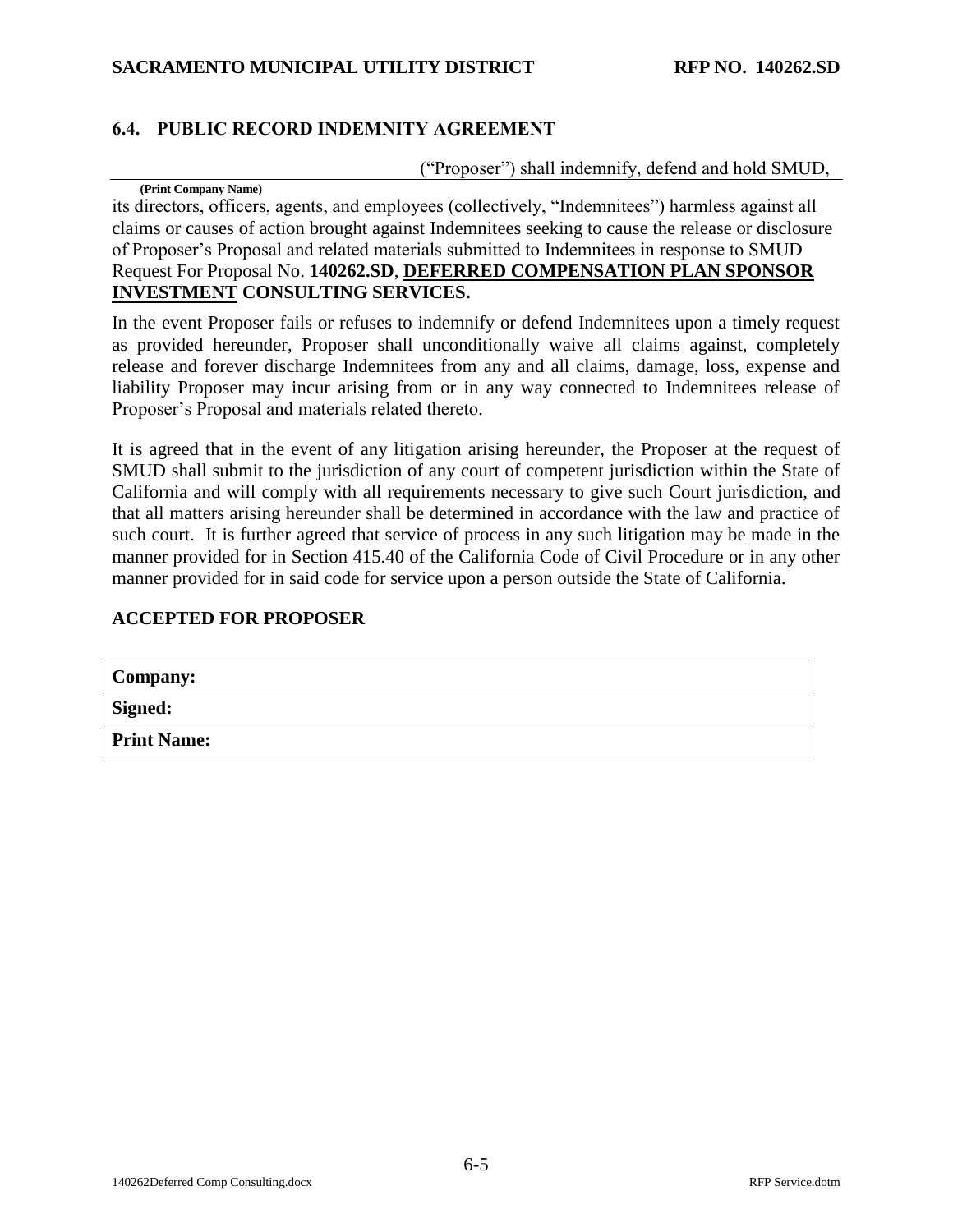## 6.4. PUBLIC RECORD INDEMNITY AGREEMENT

\_\_\_\_\_\_\_\_\_\_\_\_\_\_\_\_\_\_\_\_\_\_\_\_\_\_\_\_\_\_\_\_\_\_ ("Proposer") shall indemnify, defend and hold SMUD,
**(Print Company Name)**
its directors, officers, agents, and employees (collectively, "Indemnitees") harmless against all claims or causes of action brought against Indemnitees seeking to cause the release or disclosure of Proposer's Proposal and related materials submitted to Indemnitees in response to SMUD Request For Proposal No. **140262.SD**, **DEFERRED COMPENSATION PLAN SPONSOR INVESTMENT CONSULTING SERVICES.**

In the event Proposer fails or refuses to indemnify or defend Indemnitees upon a timely request as provided hereunder, Proposer shall unconditionally waive all claims against, completely release and forever discharge Indemnitees from any and all claims, damage, loss, expense and liability Proposer may incur arising from or in any way connected to Indemnitees release of Proposer's Proposal and materials related thereto.

It is agreed that in the event of any litigation arising hereunder, the Proposer at the request of SMUD shall submit to the jurisdiction of any court of competent jurisdiction within the State of California and will comply with all requirements necessary to give such Court jurisdiction, and that all matters arising hereunder shall be determined in accordance with the law and practice of such court. It is further agreed that service of process in any such litigation may be made in the manner provided for in Section 415.40 of the California Code of Civil Procedure or in any other manner provided for in said code for service upon a person outside the State of California.

**ACCEPTED FOR PROPOSER**

| **Company:** |
|---|
| **Signed:** |
| **Print Name:** |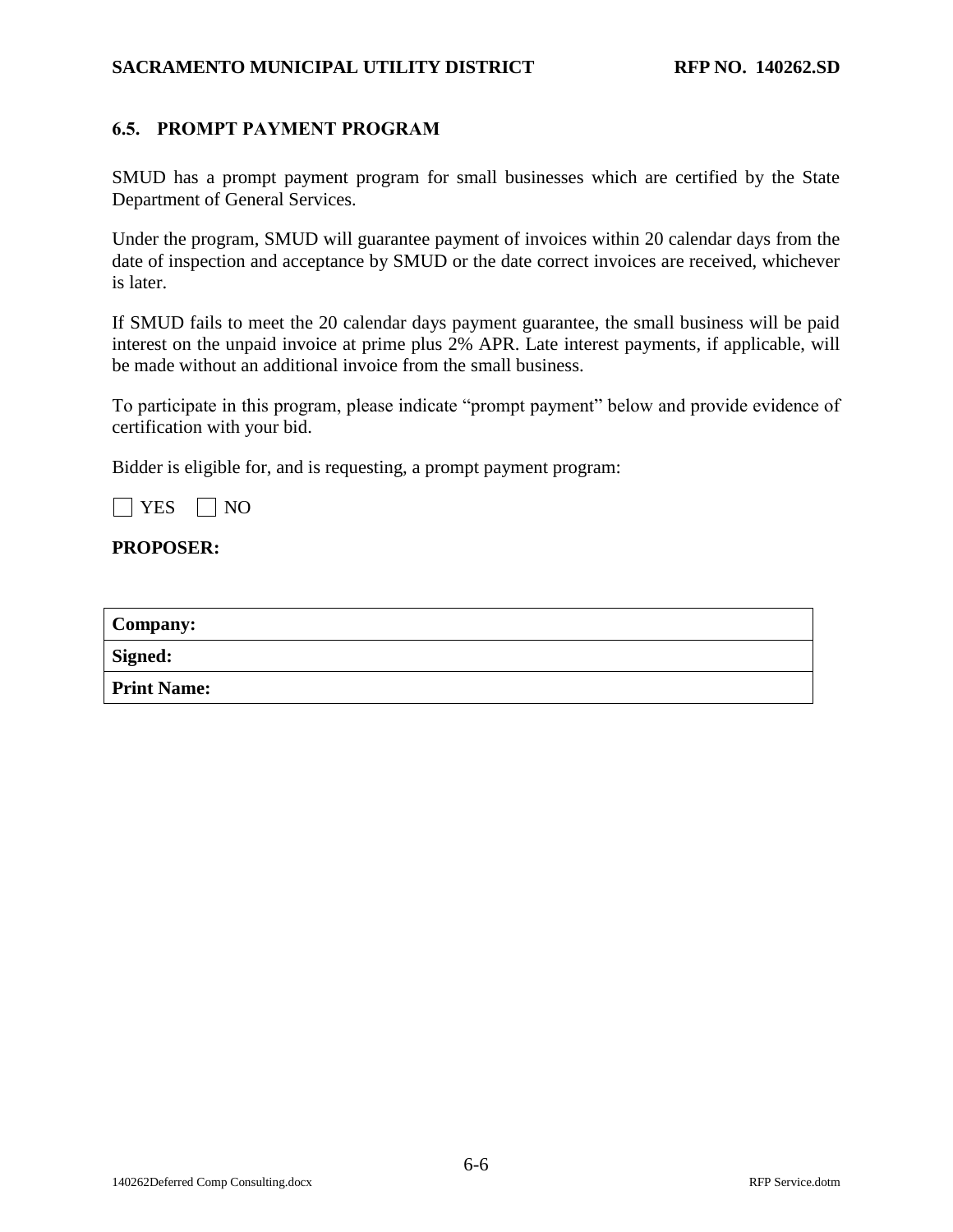## 6.5. PROMPT PAYMENT PROGRAM

SMUD has a prompt payment program for small businesses which are certified by the State Department of General Services.

Under the program, SMUD will guarantee payment of invoices within 20 calendar days from the date of inspection and acceptance by SMUD or the date correct invoices are received, whichever is later.

If SMUD fails to meet the 20 calendar days payment guarantee, the small business will be paid interest on the unpaid invoice at prime plus 2% APR. Late interest payments, if applicable, will be made without an additional invoice from the small business.

To participate in this program, please indicate "prompt payment" below and provide evidence of certification with your bid.

Bidder is eligible for, and is requesting, a prompt payment program:

☐ YES ☐ NO

**PROPOSER:**

| **Company:** |
|---|
| **Signed:** |
| **Print Name:** |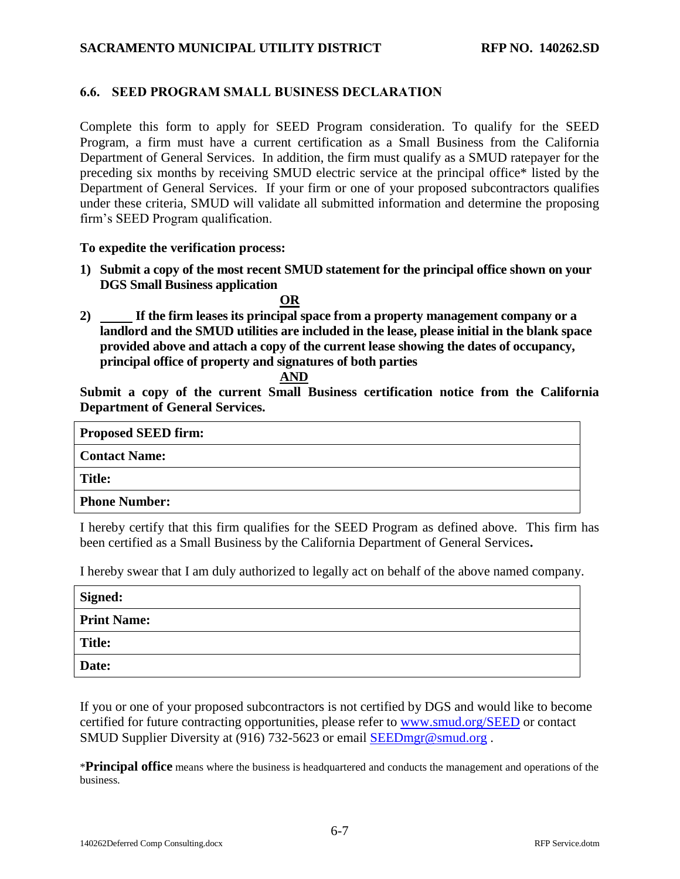### 6.6. SEED PROGRAM SMALL BUSINESS DECLARATION

Complete this form to apply for SEED Program consideration. To qualify for the SEED Program, a firm must have a current certification as a Small Business from the California Department of General Services. In addition, the firm must qualify as a SMUD ratepayer for the preceding six months by receiving SMUD electric service at the principal office* listed by the Department of General Services. If your firm or one of your proposed subcontractors qualifies under these criteria, SMUD will validate all submitted information and determine the proposing firm's SEED Program qualification.

**To expedite the verification process:**

**1) Submit a copy of the most recent SMUD statement for the principal office shown on your DGS Small Business application**

**OR**

**2) _____ If the firm leases its principal space from a property management company or a landlord and the SMUD utilities are included in the lease, please initial in the blank space provided above and attach a copy of the current lease showing the dates of occupancy, principal office of property and signatures of both parties**

**AND**

**Submit a copy of the current Small Business certification notice from the California Department of General Services.**

| **Proposed SEED firm:** |
|---|
| **Contact Name:** |
| **Title:** |
| **Phone Number:** |

I hereby certify that this firm qualifies for the SEED Program as defined above. This firm has been certified as a Small Business by the California Department of General Services**.**

I hereby swear that I am duly authorized to legally act on behalf of the above named company.

| **Signed:** |
|---|
| **Print Name:** |
| **Title:** |
| **Date:** |

If you or one of your proposed subcontractors is not certified by DGS and would like to become certified for future contracting opportunities, please refer to www.smud.org/SEED or contact SMUD Supplier Diversity at (916) 732-5623 or email SEEDmgr@smud.org .

\***Principal office** means where the business is headquartered and conducts the management and operations of the business.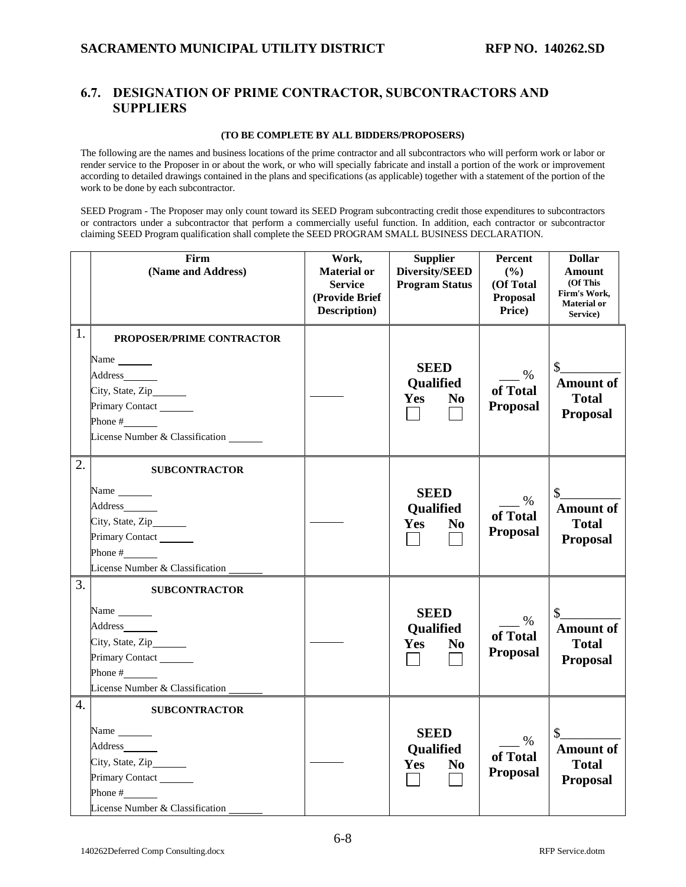## 6.7. DESIGNATION OF PRIME CONTRACTOR, SUBCONTRACTORS AND SUPPLIERS

**(TO BE COMPLETE BY ALL BIDDERS/PROPOSERS)**

The following are the names and business locations of the prime contractor and all subcontractors who will perform work or labor or render service to the Proposer in or about the work, or who will specially fabricate and install a portion of the work or improvement according to detailed drawings contained in the plans and specifications (as applicable) together with a statement of the portion of the work to be done by each subcontractor.

SEED Program - The Proposer may only count toward its SEED Program subcontracting credit those expenditures to subcontractors or contractors under a subcontractor that perform a commercially useful function. In addition, each contractor or subcontractor claiming SEED Program qualification shall complete the SEED PROGRAM SMALL BUSINESS DECLARATION.

| | Firm (Name and Address) | Work, Material or Service (Provide Brief Description) | Supplier Diversity/SEED Program Status | Percent (%) (Of Total Proposal Price) | Dollar Amount (Of This Firm's Work, Material or Service) |
|---|---|---|---|---|---|
| 1. | **PROPOSER/PRIME CONTRACTOR**<br>Name ______<br>Address______<br>City, State, Zip______<br>Primary Contact ______<br>Phone #______<br>License Number & Classification ______ | ______ | **SEED Qualified**<br>**Yes** ☐ **No** ☐ | ___ % **of Total Proposal** | $_________ **Amount of Total Proposal** |
| 2. | **SUBCONTRACTOR**<br>Name ______<br>Address______<br>City, State, Zip______<br>Primary Contact ______<br>Phone #______<br>License Number & Classification ______ | ______ | **SEED Qualified**<br>**Yes** ☐ **No** ☐ | ___ % **of Total Proposal** | $_________ **Amount of Total Proposal** |
| 3. | **SUBCONTRACTOR**<br>Name ______<br>Address______<br>City, State, Zip______<br>Primary Contact ______<br>Phone #______<br>License Number & Classification ______ | ______ | **SEED Qualified**<br>**Yes** ☐ **No** ☐ | ___ % **of Total Proposal** | $_________ **Amount of Total Proposal** |
| 4. | **SUBCONTRACTOR**<br>Name ______<br>Address______<br>City, State, Zip______<br>Primary Contact ______<br>Phone #______<br>License Number & Classification ______ | ______ | **SEED Qualified**<br>**Yes** ☐ **No** ☐ | ___ % **of Total Proposal** | $_________ **Amount of Total Proposal** |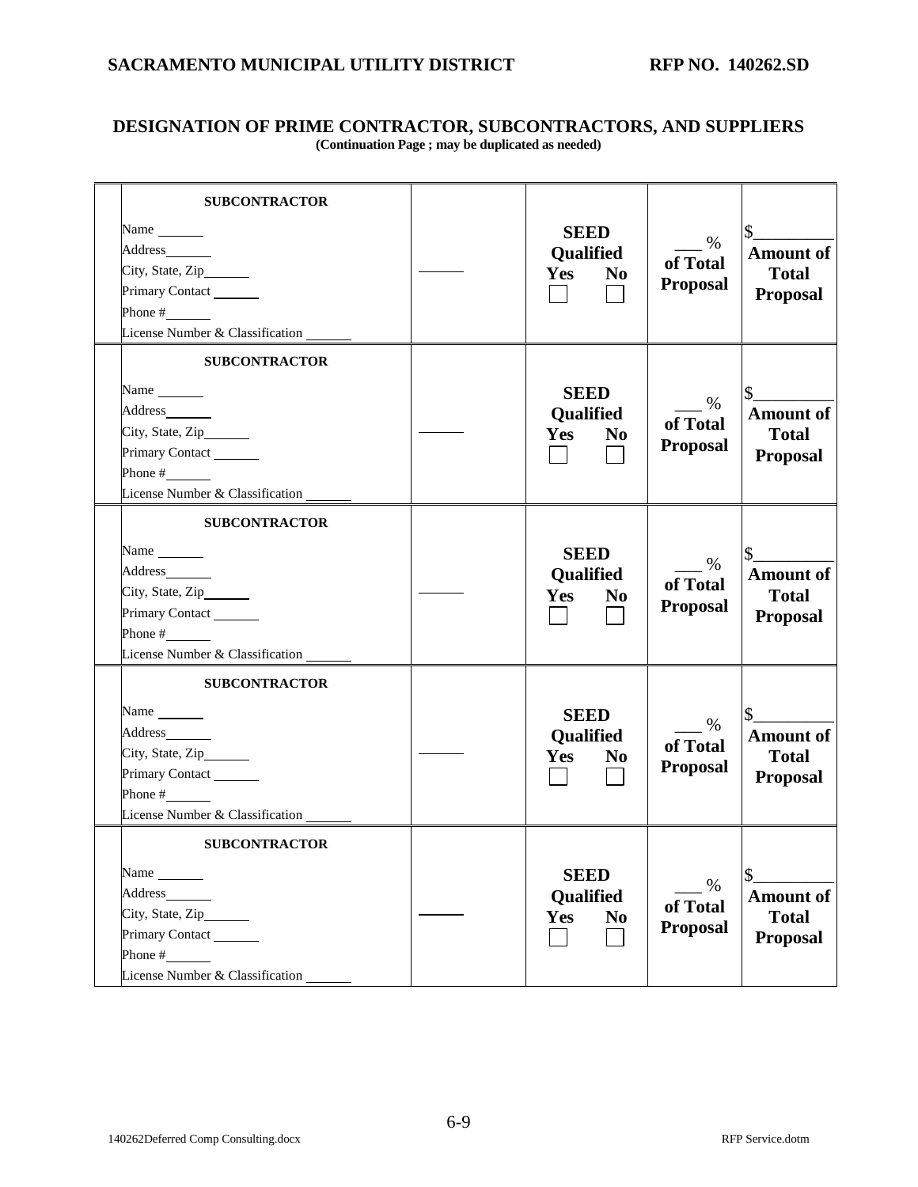## DESIGNATION OF PRIME CONTRACTOR, SUBCONTRACTORS, AND SUPPLIERS

**(Continuation Page ; may be duplicated as needed)**

| | | | | | |
|---|---|---|---|---|---|
| | **SUBCONTRACTOR**<br>Name ______<br>Address______<br>City, State, Zip______<br>Primary Contact ______<br>Phone #______<br>License Number & Classification ______ | ______ | **SEED Qualified**<br>**Yes** ☐ **No** ☐ | ___ %<br>**of Total Proposal** | $_________<br>**Amount of Total Proposal** |
| | **SUBCONTRACTOR**<br>Name ______<br>Address______<br>City, State, Zip______<br>Primary Contact ______<br>Phone #______<br>License Number & Classification ______ | ______ | **SEED Qualified**<br>**Yes** ☐ **No** ☐ | ___ %<br>**of Total Proposal** | $_________<br>**Amount of Total Proposal** |
| | **SUBCONTRACTOR**<br>Name ______<br>Address______<br>City, State, Zip______<br>Primary Contact ______<br>Phone #______<br>License Number & Classification ______ | ______ | **SEED Qualified**<br>**Yes** ☐ **No** ☐ | ___ %<br>**of Total Proposal** | $_________<br>**Amount of Total Proposal** |
| | **SUBCONTRACTOR**<br>Name ______<br>Address______<br>City, State, Zip______<br>Primary Contact ______<br>Phone #______<br>License Number & Classification ______ | ______ | **SEED Qualified**<br>**Yes** ☐ **No** ☐ | ___ %<br>**of Total Proposal** | $_________<br>**Amount of Total Proposal** |
| | **SUBCONTRACTOR**<br>Name ______<br>Address______<br>City, State, Zip______<br>Primary Contact ______<br>Phone #______<br>License Number & Classification ______ | ______ | **SEED Qualified**<br>**Yes** ☐ **No** ☐ | ___ %<br>**of Total Proposal** | $_________<br>**Amount of Total Proposal** |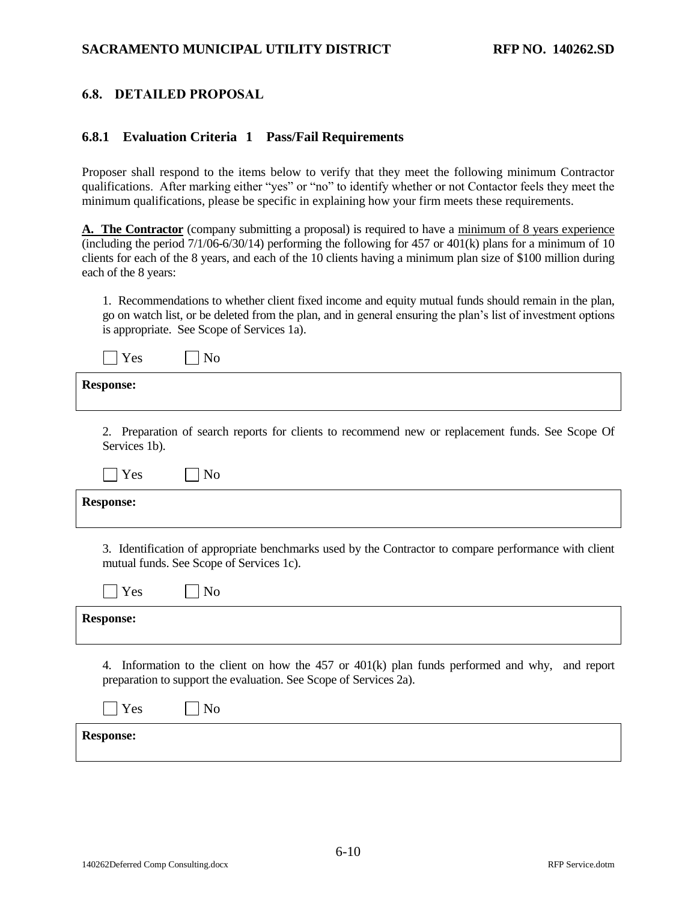## 6.8. DETAILED PROPOSAL

### 6.8.1 Evaluation Criteria 1 Pass/Fail Requirements

Proposer shall respond to the items below to verify that they meet the following minimum Contractor qualifications. After marking either "yes" or "no" to identify whether or not Contactor feels they meet the minimum qualifications, please be specific in explaining how your firm meets these requirements.

**A. The Contractor** (company submitting a proposal) is required to have a minimum of 8 years experience (including the period 7/1/06-6/30/14) performing the following for 457 or 401(k) plans for a minimum of 10 clients for each of the 8 years, and each of the 10 clients having a minimum plan size of $100 million during each of the 8 years:

1. Recommendations to whether client fixed income and equity mutual funds should remain in the plan, go on watch list, or be deleted from the plan, and in general ensuring the plan's list of investment options is appropriate. See Scope of Services 1a).

☐ Yes ☐ No

**Response:**

2. Preparation of search reports for clients to recommend new or replacement funds. See Scope Of Services 1b).

☐ Yes ☐ No

**Response:**

3. Identification of appropriate benchmarks used by the Contractor to compare performance with client mutual funds. See Scope of Services 1c).

☐ Yes ☐ No

**Response:**

4. Information to the client on how the 457 or 401(k) plan funds performed and why, and report preparation to support the evaluation. See Scope of Services 2a).

☐ Yes ☐ No

**Response:**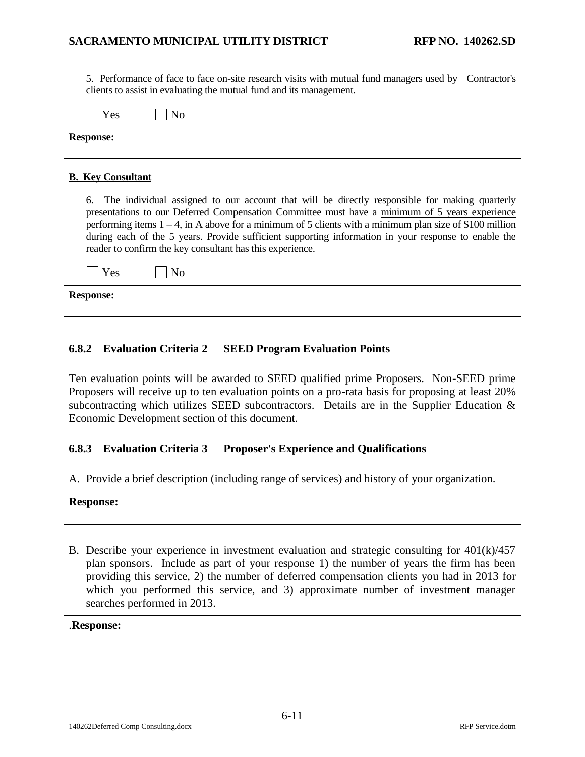5. Performance of face to face on-site research visits with mutual fund managers used by Contractor's clients to assist in evaluating the mutual fund and its management.

☐ Yes ☐ No

**Response:**

**B. Key Consultant**

6. The individual assigned to our account that will be directly responsible for making quarterly presentations to our Deferred Compensation Committee must have a minimum of 5 years experience performing items 1 – 4, in A above for a minimum of 5 clients with a minimum plan size of $100 million during each of the 5 years. Provide sufficient supporting information in your response to enable the reader to confirm the key consultant has this experience.

☐ Yes ☐ No

**Response:**

### 6.8.2 Evaluation Criteria 2 SEED Program Evaluation Points

Ten evaluation points will be awarded to SEED qualified prime Proposers. Non-SEED prime Proposers will receive up to ten evaluation points on a pro-rata basis for proposing at least 20% subcontracting which utilizes SEED subcontractors. Details are in the Supplier Education & Economic Development section of this document.

### 6.8.3 Evaluation Criteria 3 Proposer's Experience and Qualifications

A. Provide a brief description (including range of services) and history of your organization.

**Response:**

B. Describe your experience in investment evaluation and strategic consulting for 401(k)/457 plan sponsors. Include as part of your response 1) the number of years the firm has been providing this service, 2) the number of deferred compensation clients you had in 2013 for which you performed this service, and 3) approximate number of investment manager searches performed in 2013.

.**Response:**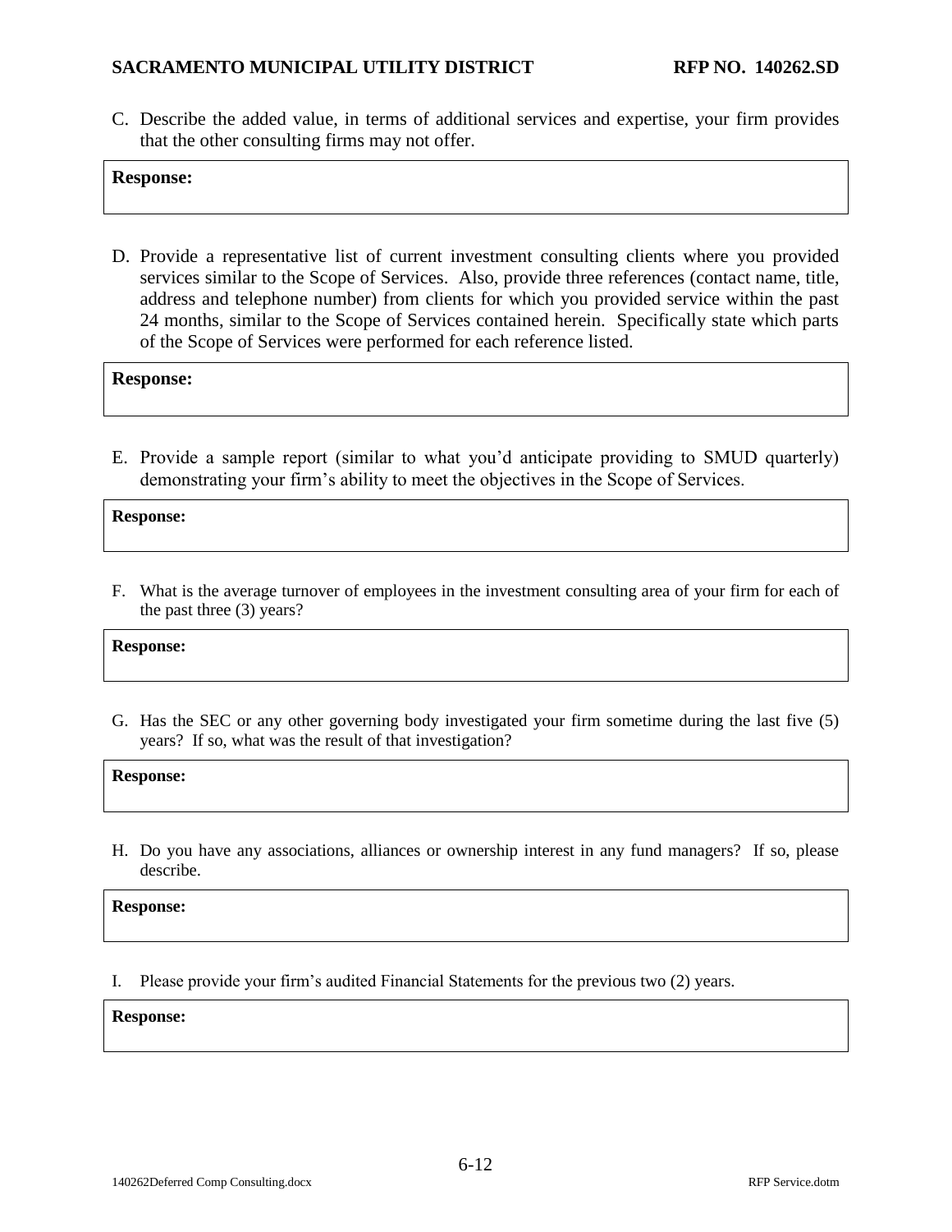C. Describe the added value, in terms of additional services and expertise, your firm provides that the other consulting firms may not offer.

| **Response:** |
|---|

D. Provide a representative list of current investment consulting clients where you provided services similar to the Scope of Services. Also, provide three references (contact name, title, address and telephone number) from clients for which you provided service within the past 24 months, similar to the Scope of Services contained herein. Specifically state which parts of the Scope of Services were performed for each reference listed.

| **Response:** |
|---|

E. Provide a sample report (similar to what you'd anticipate providing to SMUD quarterly) demonstrating your firm's ability to meet the objectives in the Scope of Services.

| **Response:** |
|---|

F. What is the average turnover of employees in the investment consulting area of your firm for each of the past three (3) years?

| **Response:** |
|---|

G. Has the SEC or any other governing body investigated your firm sometime during the last five (5) years? If so, what was the result of that investigation?

| **Response:** |
|---|

H. Do you have any associations, alliances or ownership interest in any fund managers? If so, please describe.

| **Response:** |
|---|

I. Please provide your firm's audited Financial Statements for the previous two (2) years.

| **Response:** |
|---|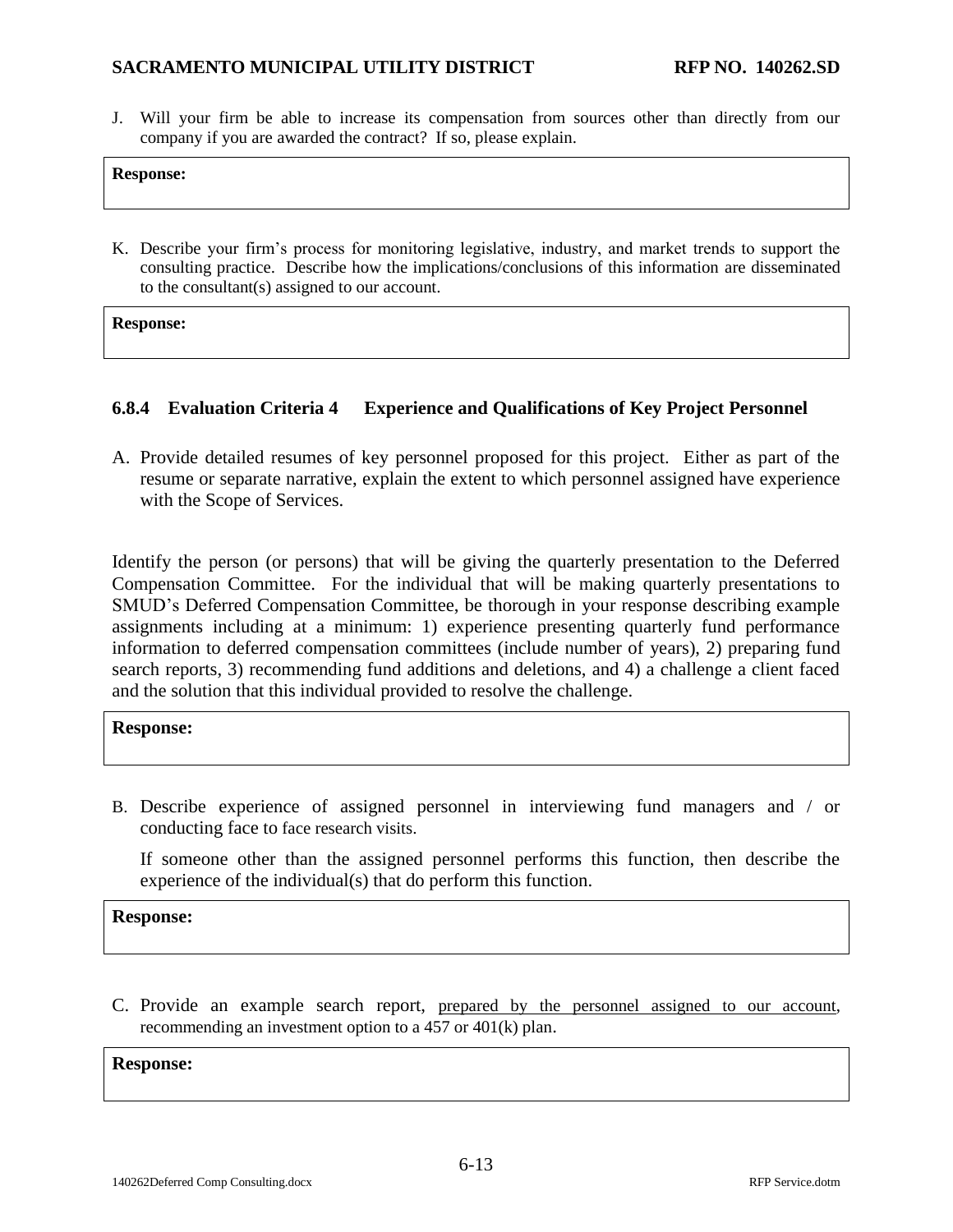J. Will your firm be able to increase its compensation from sources other than directly from our company if you are awarded the contract? If so, please explain.

| **Response:** |
|---|

K. Describe your firm's process for monitoring legislative, industry, and market trends to support the consulting practice. Describe how the implications/conclusions of this information are disseminated to the consultant(s) assigned to our account.

| **Response:** |
|---|

### 6.8.4 Evaluation Criteria 4 Experience and Qualifications of Key Project Personnel

A. Provide detailed resumes of key personnel proposed for this project. Either as part of the resume or separate narrative, explain the extent to which personnel assigned have experience with the Scope of Services.

Identify the person (or persons) that will be giving the quarterly presentation to the Deferred Compensation Committee. For the individual that will be making quarterly presentations to SMUD's Deferred Compensation Committee, be thorough in your response describing example assignments including at a minimum: 1) experience presenting quarterly fund performance information to deferred compensation committees (include number of years), 2) preparing fund search reports, 3) recommending fund additions and deletions, and 4) a challenge a client faced and the solution that this individual provided to resolve the challenge.

| **Response:** |
|---|

B. Describe experience of assigned personnel in interviewing fund managers and / or conducting face to face research visits.

   If someone other than the assigned personnel performs this function, then describe the experience of the individual(s) that do perform this function.

| **Response:** |
|---|

C. Provide an example search report, <u>prepared by the personnel assigned to our account</u>, recommending an investment option to a 457 or 401(k) plan.

| **Response:** |
|---|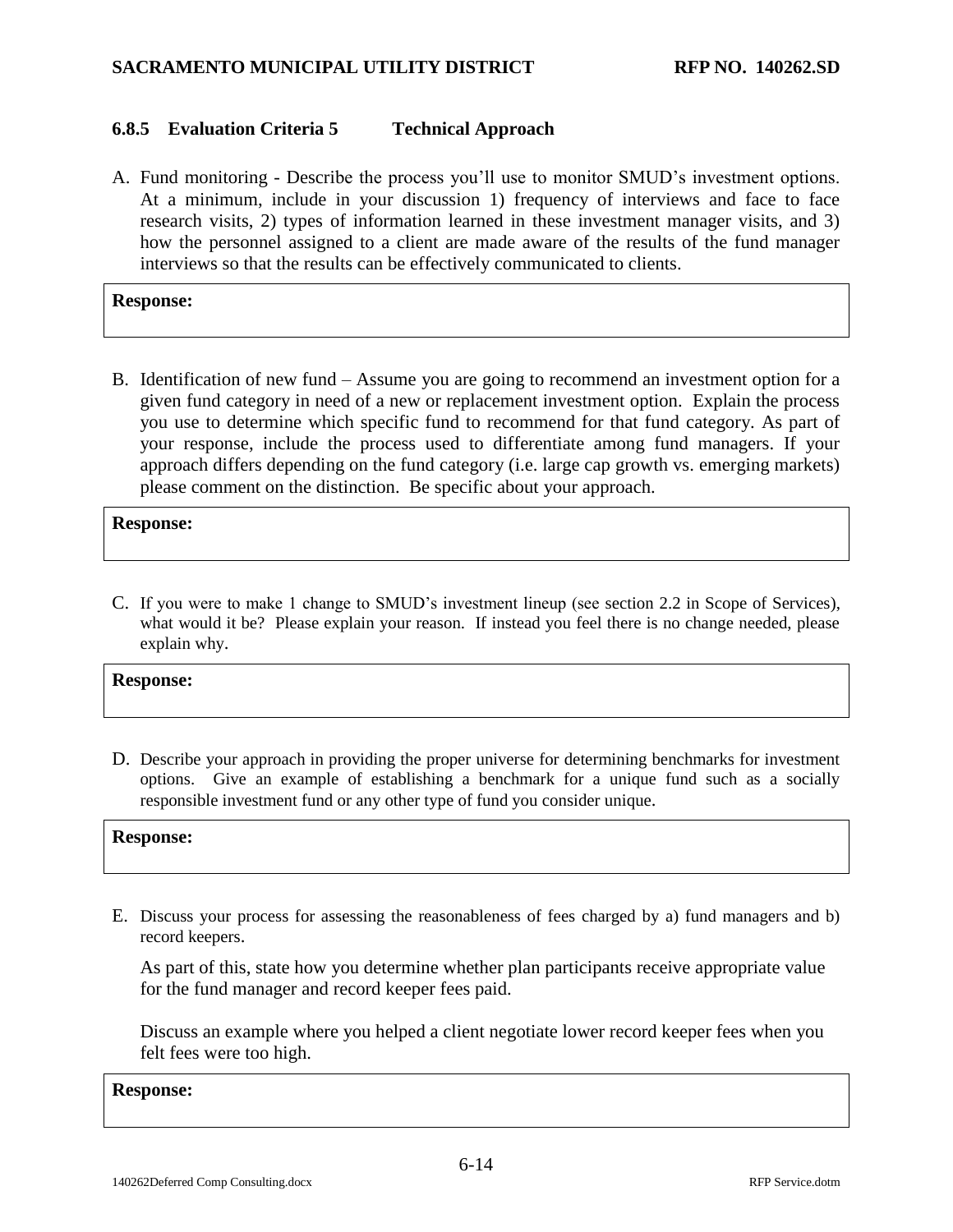### 6.8.5 Evaluation Criteria 5 Technical Approach

A. Fund monitoring - Describe the process you'll use to monitor SMUD's investment options. At a minimum, include in your discussion 1) frequency of interviews and face to face research visits, 2) types of information learned in these investment manager visits, and 3) how the personnel assigned to a client are made aware of the results of the fund manager interviews so that the results can be effectively communicated to clients.

| **Response:** |
| --- |

B. Identification of new fund – Assume you are going to recommend an investment option for a given fund category in need of a new or replacement investment option. Explain the process you use to determine which specific fund to recommend for that fund category. As part of your response, include the process used to differentiate among fund managers. If your approach differs depending on the fund category (i.e. large cap growth vs. emerging markets) please comment on the distinction. Be specific about your approach.

| **Response:** |
| --- |

C. If you were to make 1 change to SMUD's investment lineup (see section 2.2 in Scope of Services), what would it be? Please explain your reason. If instead you feel there is no change needed, please explain why.

| **Response:** |
| --- |

D. Describe your approach in providing the proper universe for determining benchmarks for investment options. Give an example of establishing a benchmark for a unique fund such as a socially responsible investment fund or any other type of fund you consider unique.

| **Response:** |
| --- |

E. Discuss your process for assessing the reasonableness of fees charged by a) fund managers and b) record keepers.

As part of this, state how you determine whether plan participants receive appropriate value for the fund manager and record keeper fees paid.

Discuss an example where you helped a client negotiate lower record keeper fees when you felt fees were too high.

| **Response:** |
| --- |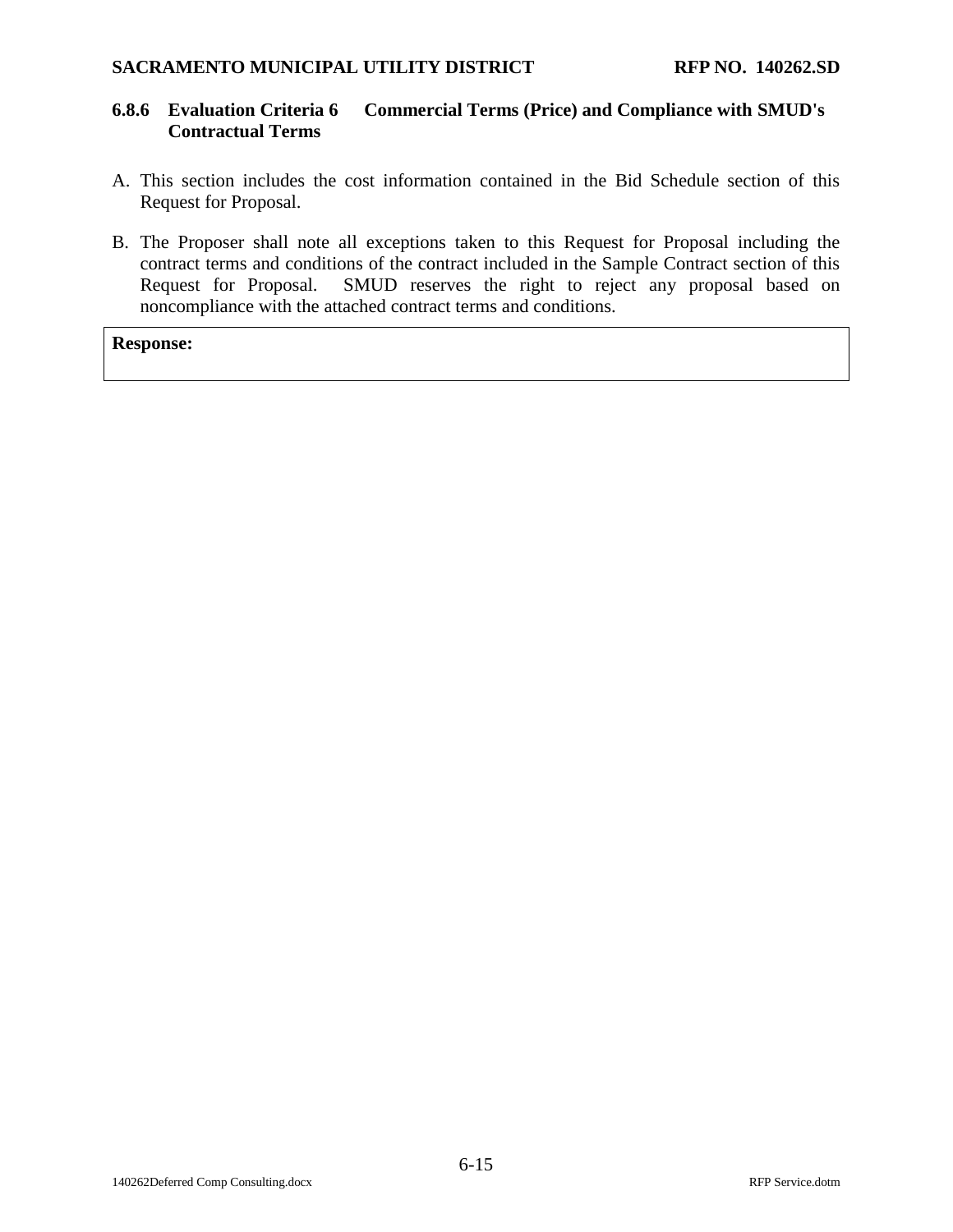### 6.8.6 Evaluation Criteria 6 Commercial Terms (Price) and Compliance with SMUD's Contractual Terms

A. This section includes the cost information contained in the Bid Schedule section of this Request for Proposal.

B. The Proposer shall note all exceptions taken to this Request for Proposal including the contract terms and conditions of the contract included in the Sample Contract section of this Request for Proposal. SMUD reserves the right to reject any proposal based on noncompliance with the attached contract terms and conditions.

| **Response:** |
| --- |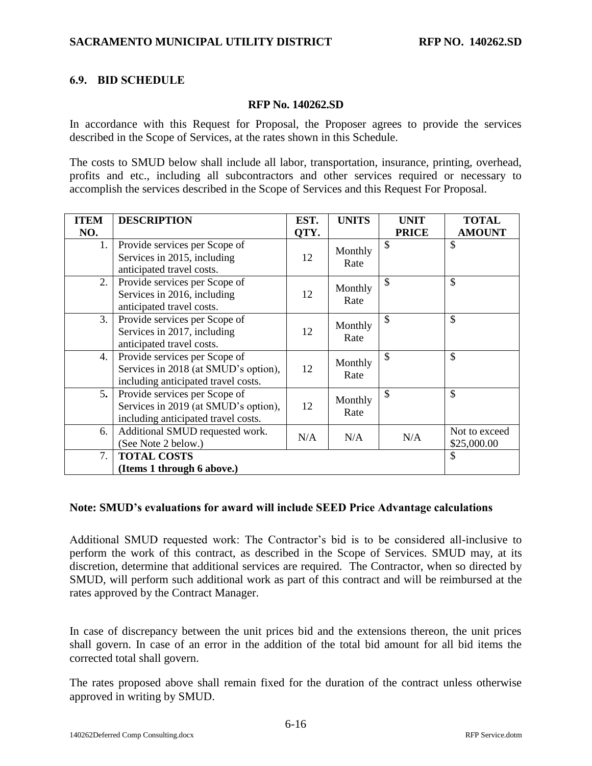## 6.9. BID SCHEDULE

**RFP No. 140262.SD**

In accordance with this Request for Proposal, the Proposer agrees to provide the services described in the Scope of Services, at the rates shown in this Schedule.

The costs to SMUD below shall include all labor, transportation, insurance, printing, overhead, profits and etc., including all subcontractors and other services required or necessary to accomplish the services described in the Scope of Services and this Request For Proposal.

| ITEM NO. | DESCRIPTION | EST. QTY. | UNITS | UNIT PRICE | TOTAL AMOUNT |
|---|---|---|---|---|---|
| 1. | Provide services per Scope of Services in 2015, including anticipated travel costs. | 12 | Monthly Rate | $ | $ |
| 2. | Provide services per Scope of Services in 2016, including anticipated travel costs. | 12 | Monthly Rate | $ | $ |
| 3. | Provide services per Scope of Services in 2017, including anticipated travel costs. | 12 | Monthly Rate | $ | $ |
| 4. | Provide services per Scope of Services in 2018 (at SMUD's option), including anticipated travel costs. | 12 | Monthly Rate | $ | $ |
| 5. | Provide services per Scope of Services in 2019 (at SMUD's option), including anticipated travel costs. | 12 | Monthly Rate | $ | $ |
| 6. | Additional SMUD requested work. (See Note 2 below.) | N/A | N/A | N/A | Not to exceed $25,000.00 |
| 7. | **TOTAL COSTS (Items 1 through 6 above.)** | | | | $ |

**Note: SMUD's evaluations for award will include SEED Price Advantage calculations**

Additional SMUD requested work: The Contractor's bid is to be considered all-inclusive to perform the work of this contract, as described in the Scope of Services. SMUD may, at its discretion, determine that additional services are required. The Contractor, when so directed by SMUD, will perform such additional work as part of this contract and will be reimbursed at the rates approved by the Contract Manager.

In case of discrepancy between the unit prices bid and the extensions thereon, the unit prices shall govern. In case of an error in the addition of the total bid amount for all bid items the corrected total shall govern.

The rates proposed above shall remain fixed for the duration of the contract unless otherwise approved in writing by SMUD.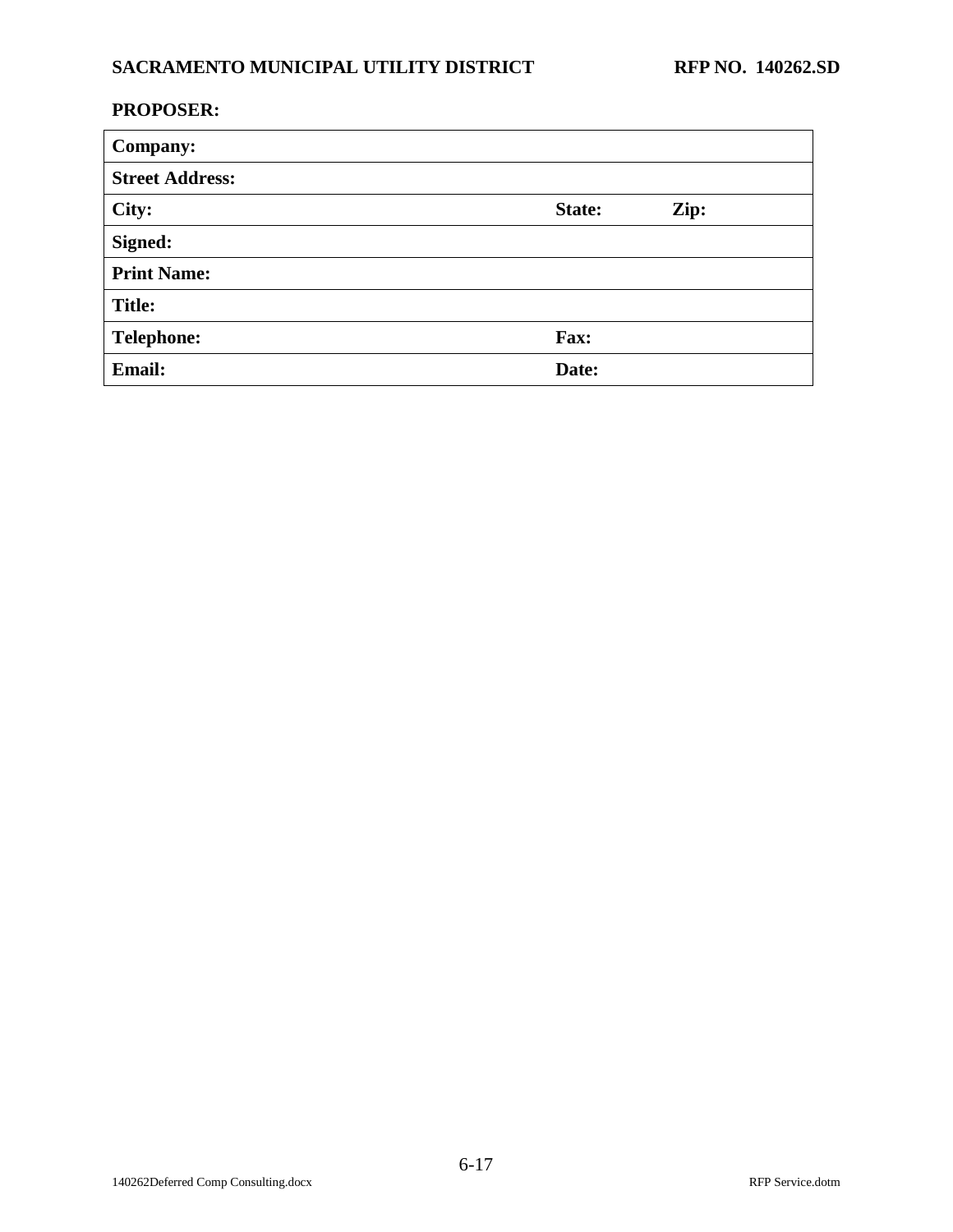**PROPOSER:**

| | | |
|---|---|---|
| **Company:** | | |
| **Street Address:** | | |
| **City:** | **State:** | **Zip:** |
| **Signed:** | | |
| **Print Name:** | | |
| **Title:** | | |
| **Telephone:** | **Fax:** | |
| **Email:** | **Date:** | |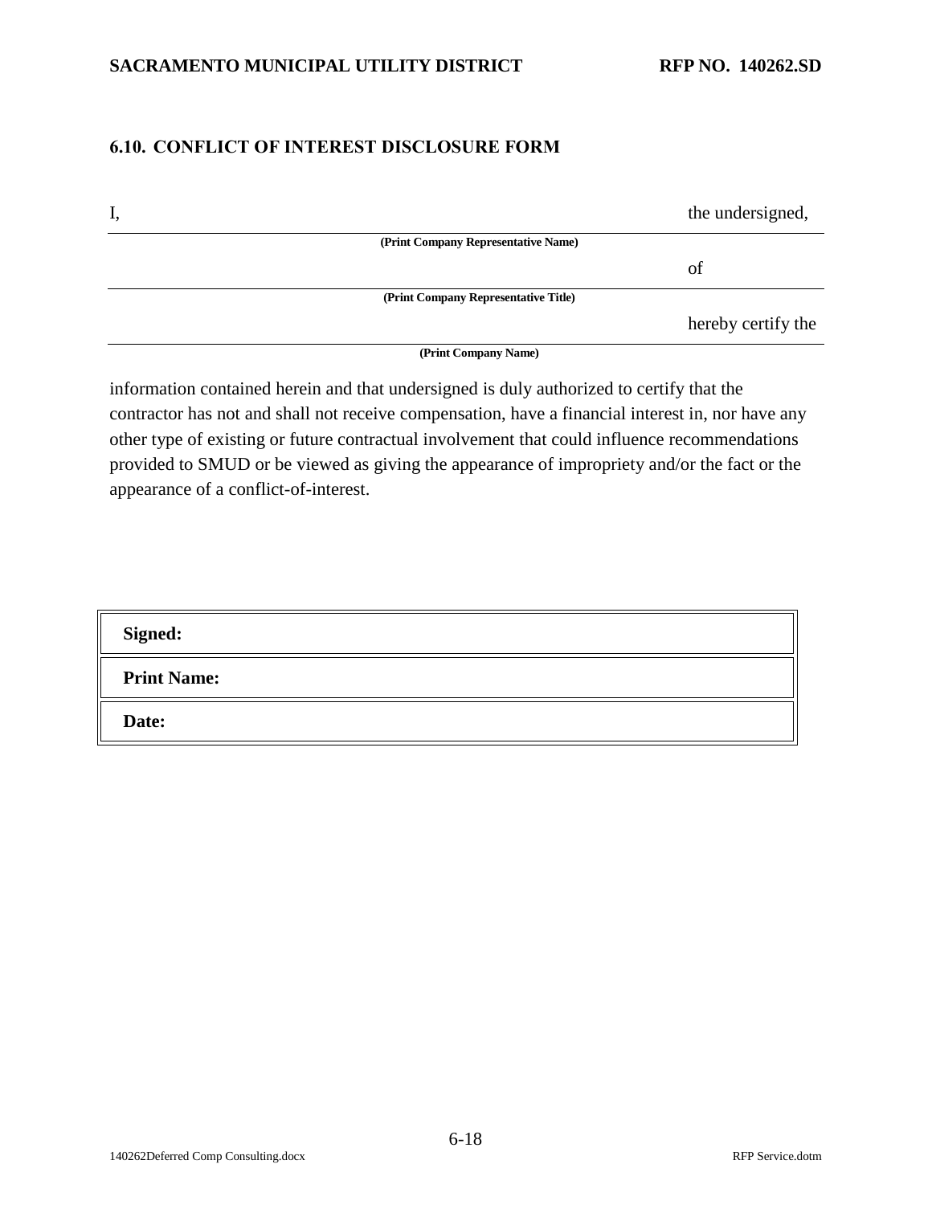## 6.10. CONFLICT OF INTEREST DISCLOSURE FORM

I, \_\_\_\_\_\_\_\_\_\_\_\_\_\_\_\_\_\_\_\_\_\_\_\_\_\_\_\_\_\_\_\_\_\_\_\_\_\_\_\_ the undersigned,

**(Print Company Representative Name)**

\_\_\_\_\_\_\_\_\_\_\_\_\_\_\_\_\_\_\_\_\_\_\_\_\_\_\_\_\_\_\_\_\_\_\_\_\_\_\_\_ of

**(Print Company Representative Title)**

\_\_\_\_\_\_\_\_\_\_\_\_\_\_\_\_\_\_\_\_\_\_\_\_\_\_\_\_\_\_\_\_\_\_\_\_\_\_\_\_ hereby certify the

**(Print Company Name)**

information contained herein and that undersigned is duly authorized to certify that the contractor has not and shall not receive compensation, have a financial interest in, nor have any other type of existing or future contractual involvement that could influence recommendations provided to SMUD or be viewed as giving the appearance of impropriety and/or the fact or the appearance of a conflict-of-interest.

| **Signed:** |
|---|
| **Print Name:** |
| **Date:** |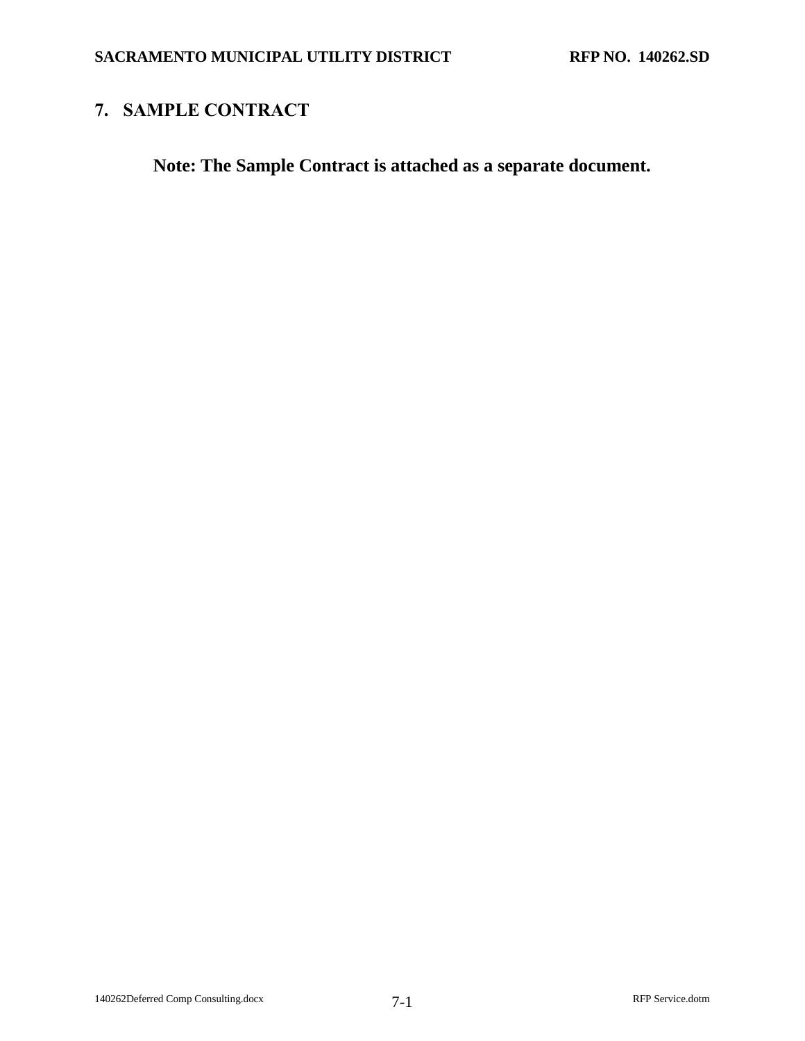# 7. SAMPLE CONTRACT

**Note: The Sample Contract is attached as a separate document.**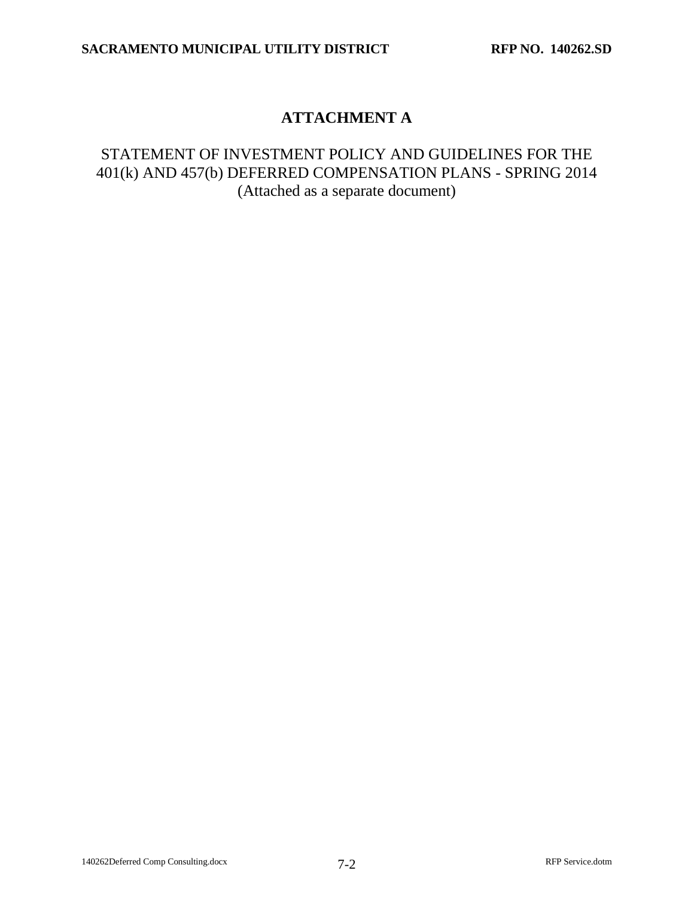# ATTACHMENT A

STATEMENT OF INVESTMENT POLICY AND GUIDELINES FOR THE 401(k) AND 457(b) DEFERRED COMPENSATION PLANS - SPRING 2014
(Attached as a separate document)